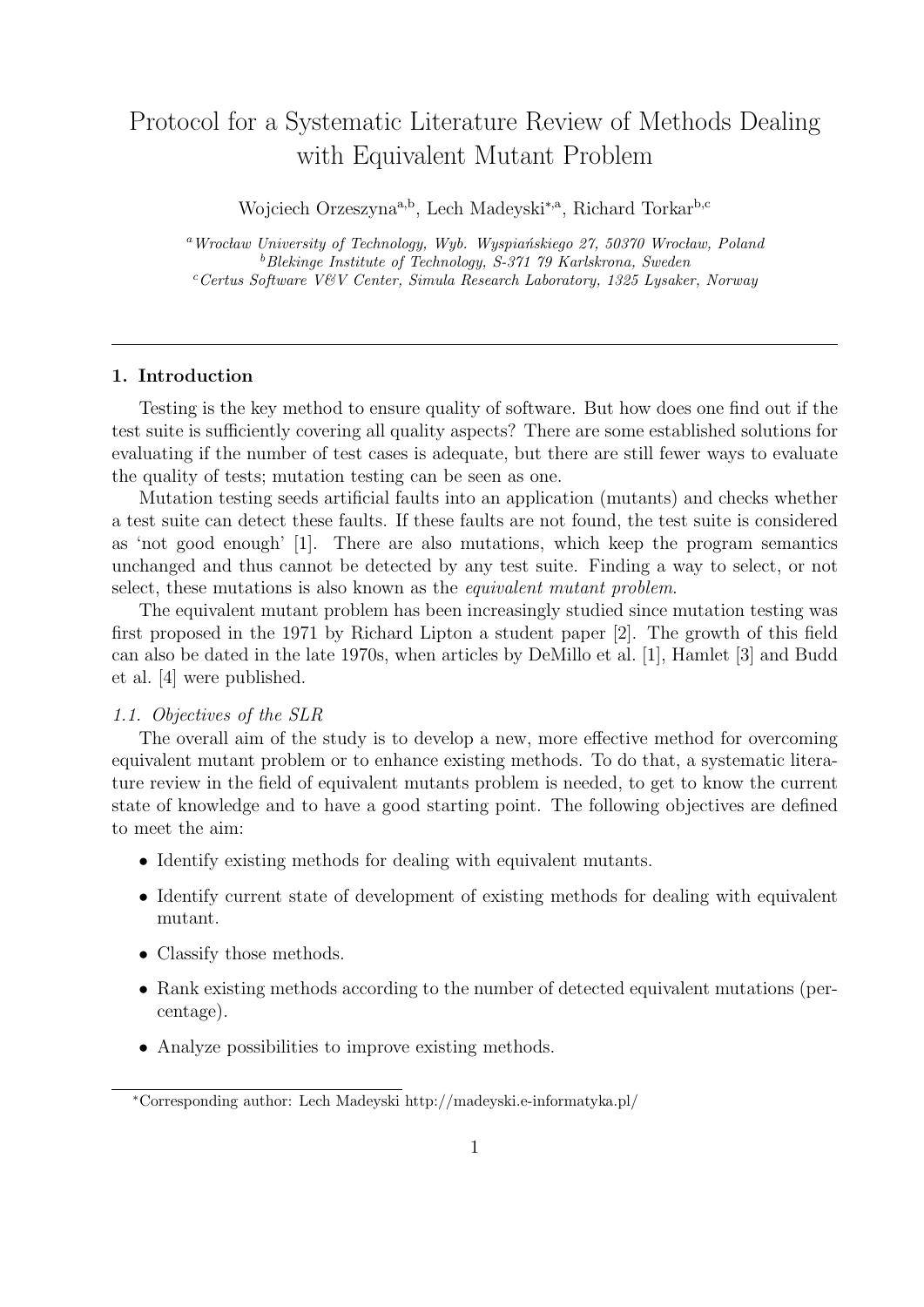# Protocol for a Systematic Literature Review of Methods Dealing with Equivalent Mutant Problem

Wojciech Orzeszyna[a,b], Lech Madeyski[*,a], Richard Torkar[b,c]

[a] *Wrocław University of Technology, Wyb. Wyspiańskiego 27, 50370 Wrocław, Poland*
[b] *Blekinge Institute of Technology, S-371 79 Karlskrona, Sweden*
[c] *Certus Software V&V Center, Simula Research Laboratory, 1325 Lysaker, Norway*

---

## 1. Introduction

Testing is the key method to ensure quality of software. But how does one find out if the test suite is sufficiently covering all quality aspects? There are some established solutions for evaluating if the number of test cases is adequate, but there are still fewer ways to evaluate the quality of tests; mutation testing can be seen as one.

Mutation testing seeds artificial faults into an application (mutants) and checks whether a test suite can detect these faults. If these faults are not found, the test suite is considered as 'not good enough' [1]. There are also mutations, which keep the program semantics unchanged and thus cannot be detected by any test suite. Finding a way to select, or not select, these mutations is also known as the *equivalent mutant problem*.

The equivalent mutant problem has been increasingly studied since mutation testing was first proposed in the 1971 by Richard Lipton a student paper [2]. The growth of this field can also be dated in the late 1970s, when articles by DeMillo et al. [1], Hamlet [3] and Budd et al. [4] were published.

### 1.1. Objectives of the SLR

The overall aim of the study is to develop a new, more effective method for overcoming equivalent mutant problem or to enhance existing methods. To do that, a systematic literature review in the field of equivalent mutants problem is needed, to get to know the current state of knowledge and to have a good starting point. The following objectives are defined to meet the aim:

- Identify existing methods for dealing with equivalent mutants.
- Identify current state of development of existing methods for dealing with equivalent mutant.
- Classify those methods.
- Rank existing methods according to the number of detected equivalent mutations (percentage).
- Analyze possibilities to improve existing methods.

---

[*] Corresponding author: Lech Madeyski http://madeyski.e-informatyka.pl/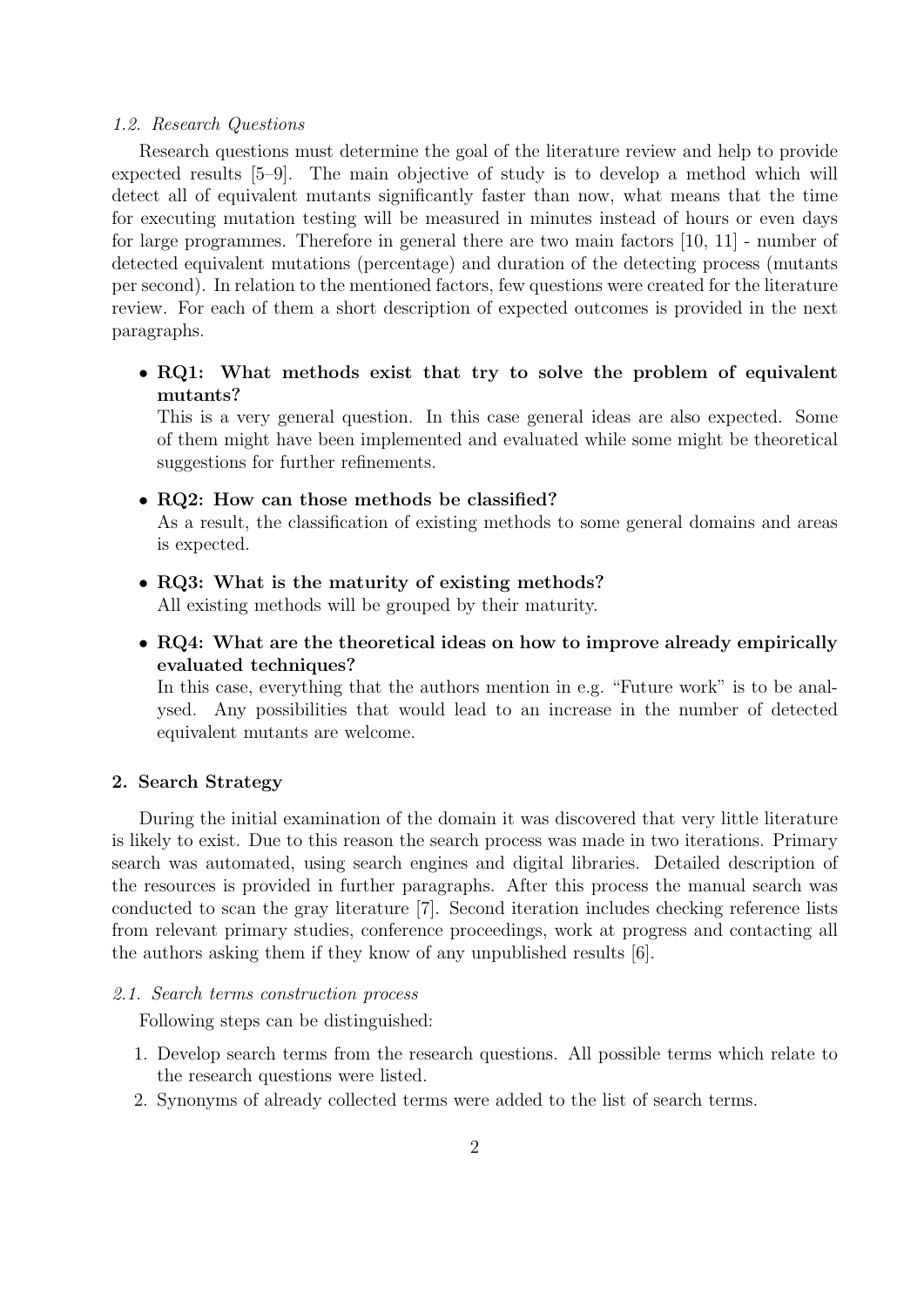### 1.2. Research Questions

Research questions must determine the goal of the literature review and help to provide expected results [5–9]. The main objective of study is to develop a method which will detect all of equivalent mutants significantly faster than now, what means that the time for executing mutation testing will be measured in minutes instead of hours or even days for large programmes. Therefore in general there are two main factors [10, 11] - number of detected equivalent mutations (percentage) and duration of the detecting process (mutants per second). In relation to the mentioned factors, few questions were created for the literature review. For each of them a short description of expected outcomes is provided in the next paragraphs.

- **RQ1: What methods exist that try to solve the problem of equivalent mutants?**
  This is a very general question. In this case general ideas are also expected. Some of them might have been implemented and evaluated while some might be theoretical suggestions for further refinements.
- **RQ2: How can those methods be classified?**
  As a result, the classification of existing methods to some general domains and areas is expected.
- **RQ3: What is the maturity of existing methods?**
  All existing methods will be grouped by their maturity.
- **RQ4: What are the theoretical ideas on how to improve already empirically evaluated techniques?**
  In this case, everything that the authors mention in e.g. "Future work" is to be analysed. Any possibilities that would lead to an increase in the number of detected equivalent mutants are welcome.

## 2. Search Strategy

During the initial examination of the domain it was discovered that very little literature is likely to exist. Due to this reason the search process was made in two iterations. Primary search was automated, using search engines and digital libraries. Detailed description of the resources is provided in further paragraphs. After this process the manual search was conducted to scan the gray literature [7]. Second iteration includes checking reference lists from relevant primary studies, conference proceedings, work at progress and contacting all the authors asking them if they know of any unpublished results [6].

### 2.1. Search terms construction process

Following steps can be distinguished:

1. Develop search terms from the research questions. All possible terms which relate to the research questions were listed.
2. Synonyms of already collected terms were added to the list of search terms.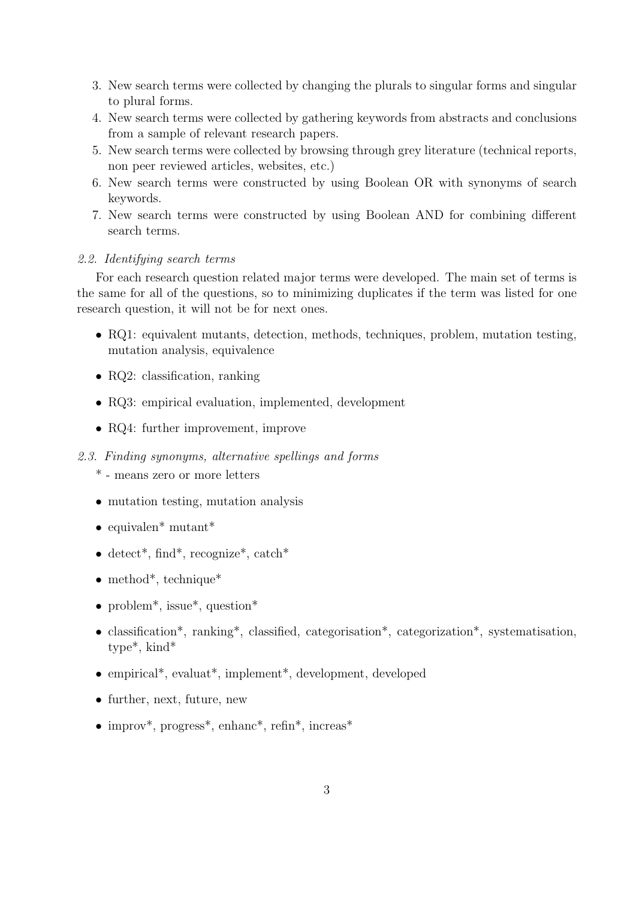3. New search terms were collected by changing the plurals to singular forms and singular to plural forms.
4. New search terms were collected by gathering keywords from abstracts and conclusions from a sample of relevant research papers.
5. New search terms were collected by browsing through grey literature (technical reports, non peer reviewed articles, websites, etc.)
6. New search terms were constructed by using Boolean OR with synonyms of search keywords.
7. New search terms were constructed by using Boolean AND for combining different search terms.

### *2.2. Identifying search terms*

For each research question related major terms were developed. The main set of terms is the same for all of the questions, so to minimizing duplicates if the term was listed for one research question, it will not be for next ones.

- RQ1: equivalent mutants, detection, methods, techniques, problem, mutation testing, mutation analysis, equivalence
- RQ2: classification, ranking
- RQ3: empirical evaluation, implemented, development
- RQ4: further improvement, improve

### *2.3. Finding synonyms, alternative spellings and forms*

\* - means zero or more letters

- mutation testing, mutation analysis
- equivalen* mutant*
- detect*, find*, recognize*, catch*
- method*, technique*
- problem*, issue*, question*
- classification*, ranking*, classified, categorisation*, categorization*, systematisation, type*, kind*
- empirical*, evaluat*, implement*, development, developed
- further, next, future, new
- improv*, progress*, enhanc*, refin*, increas*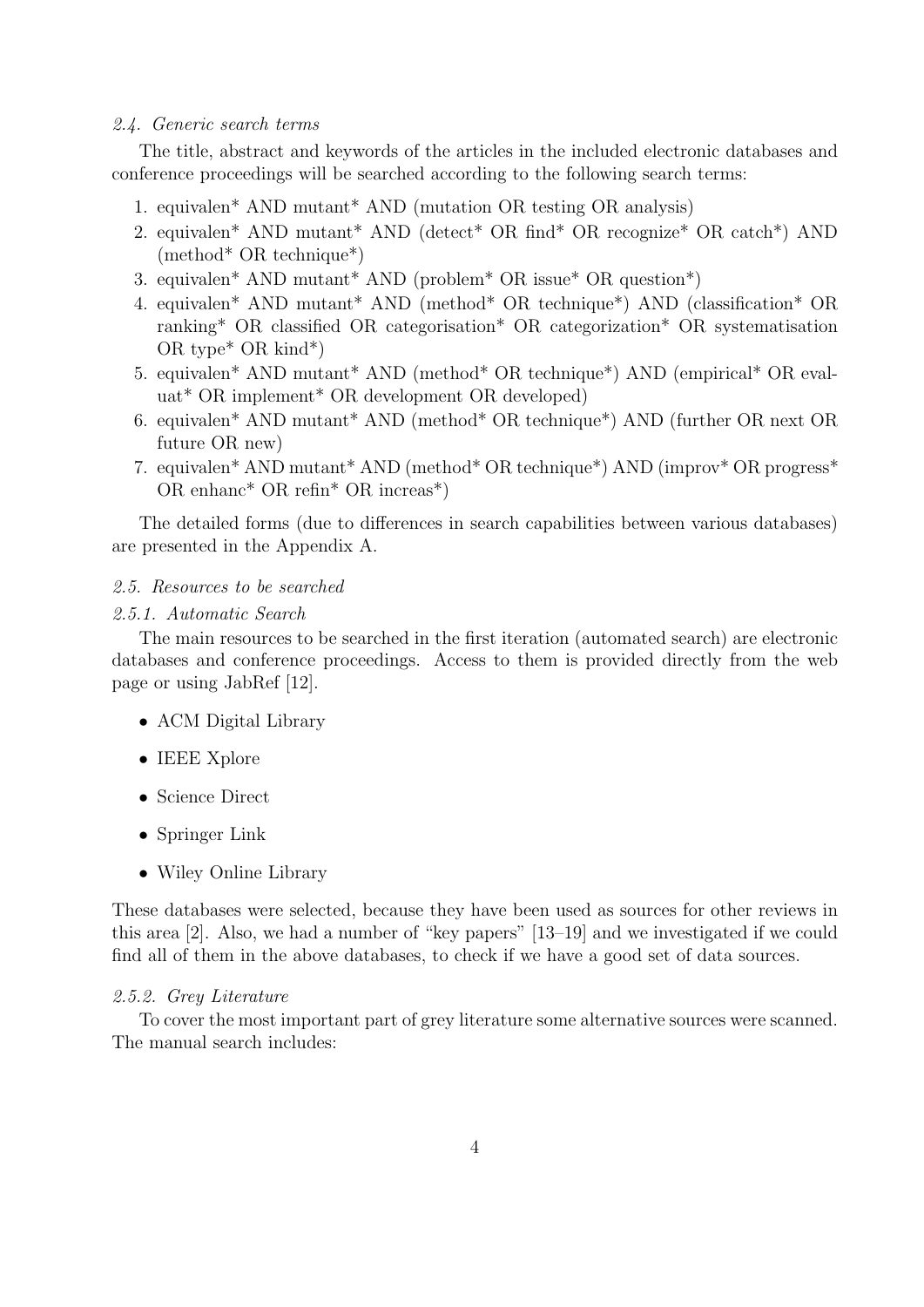*2.4. Generic search terms*

The title, abstract and keywords of the articles in the included electronic databases and conference proceedings will be searched according to the following search terms:

1. equivalen* AND mutant* AND (mutation OR testing OR analysis)
2. equivalen* AND mutant* AND (detect* OR find* OR recognize* OR catch*) AND (method* OR technique*)
3. equivalen* AND mutant* AND (problem* OR issue* OR question*)
4. equivalen* AND mutant* AND (method* OR technique*) AND (classification* OR ranking* OR classified OR categorisation* OR categorization* OR systematisation OR type* OR kind*)
5. equivalen* AND mutant* AND (method* OR technique*) AND (empirical* OR evaluat* OR implement* OR development OR developed)
6. equivalen* AND mutant* AND (method* OR technique*) AND (further OR next OR future OR new)
7. equivalen* AND mutant* AND (method* OR technique*) AND (improv* OR progress* OR enhanc* OR refin* OR increas*)

The detailed forms (due to differences in search capabilities between various databases) are presented in the Appendix A.

*2.5. Resources to be searched*

*2.5.1. Automatic Search*

The main resources to be searched in the first iteration (automated search) are electronic databases and conference proceedings. Access to them is provided directly from the web page or using JabRef [12].

- ACM Digital Library
- IEEE Xplore
- Science Direct
- Springer Link
- Wiley Online Library

These databases were selected, because they have been used as sources for other reviews in this area [2]. Also, we had a number of "key papers" [13–19] and we investigated if we could find all of them in the above databases, to check if we have a good set of data sources.

*2.5.2. Grey Literature*

To cover the most important part of grey literature some alternative sources were scanned. The manual search includes: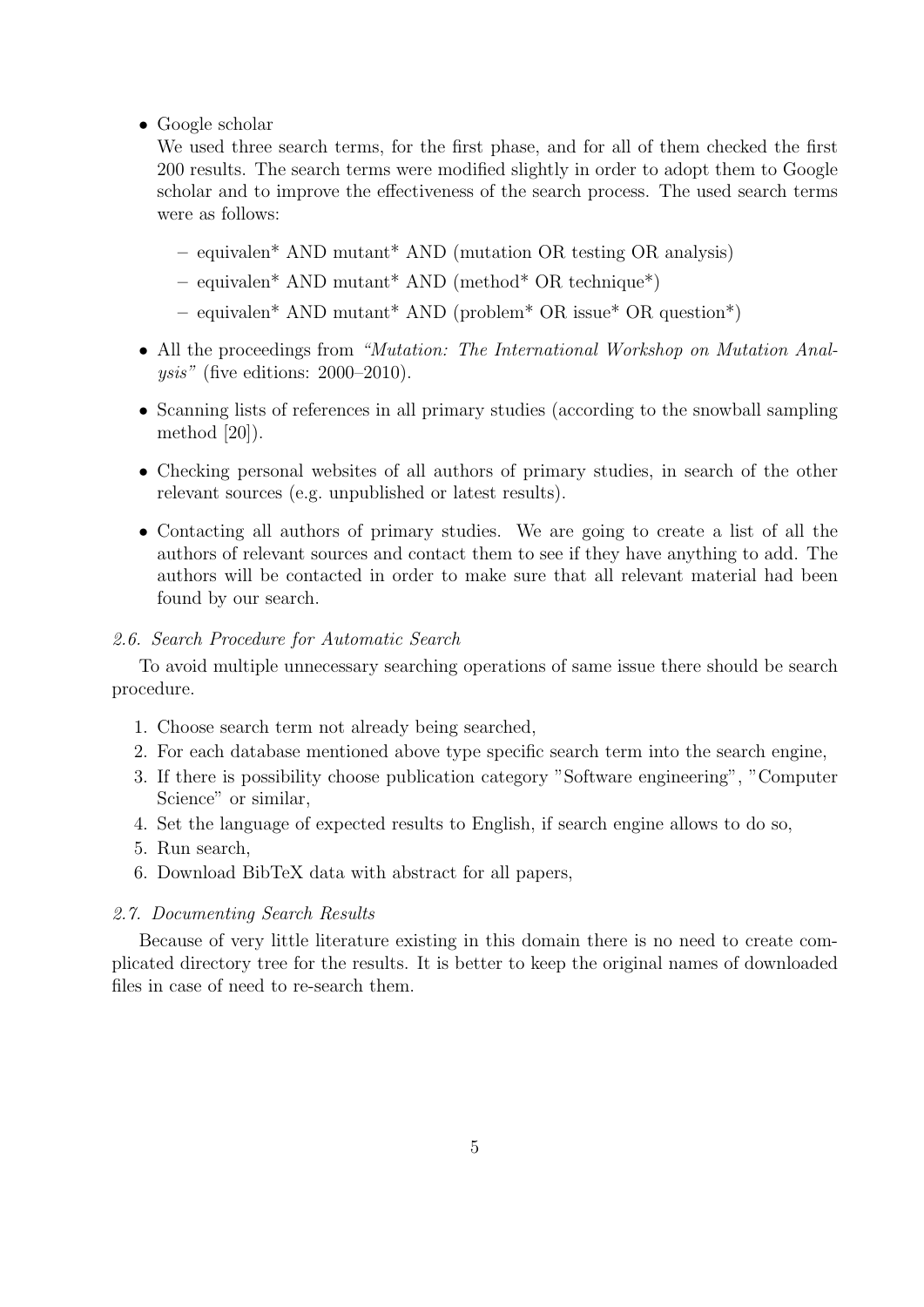- Google scholar
  We used three search terms, for the first phase, and for all of them checked the first 200 results. The search terms were modified slightly in order to adopt them to Google scholar and to improve the effectiveness of the search process. The used search terms were as follows:
  - equivalen* AND mutant* AND (mutation OR testing OR analysis)
  - equivalen* AND mutant* AND (method* OR technique*)
  - equivalen* AND mutant* AND (problem* OR issue* OR question*)
- All the proceedings from *"Mutation: The International Workshop on Mutation Analysis"* (five editions: 2000–2010).
- Scanning lists of references in all primary studies (according to the snowball sampling method [20]).
- Checking personal websites of all authors of primary studies, in search of the other relevant sources (e.g. unpublished or latest results).
- Contacting all authors of primary studies. We are going to create a list of all the authors of relevant sources and contact them to see if they have anything to add. The authors will be contacted in order to make sure that all relevant material had been found by our search.

### *2.6. Search Procedure for Automatic Search*

To avoid multiple unnecessary searching operations of same issue there should be search procedure.

1. Choose search term not already being searched,
2. For each database mentioned above type specific search term into the search engine,
3. If there is possibility choose publication category "Software engineering", "Computer Science" or similar,
4. Set the language of expected results to English, if search engine allows to do so,
5. Run search,
6. Download BibTeX data with abstract for all papers,

### *2.7. Documenting Search Results*

Because of very little literature existing in this domain there is no need to create complicated directory tree for the results. It is better to keep the original names of downloaded files in case of need to re-search them.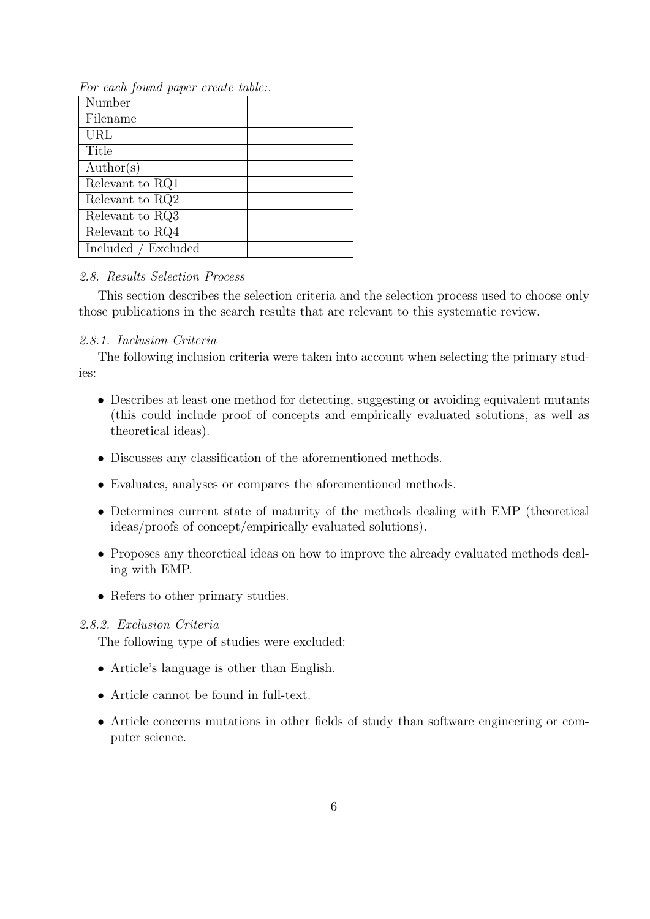*For each found paper create table:.*

| | |
|---|---|
| Number | |
| Filename | |
| URL | |
| Title | |
| Author(s) | |
| Relevant to RQ1 | |
| Relevant to RQ2 | |
| Relevant to RQ3 | |
| Relevant to RQ4 | |
| Included / Excluded | |

### *2.8. Results Selection Process*

This section describes the selection criteria and the selection process used to choose only those publications in the search results that are relevant to this systematic review.

#### *2.8.1. Inclusion Criteria*

The following inclusion criteria were taken into account when selecting the primary studies:

- Describes at least one method for detecting, suggesting or avoiding equivalent mutants (this could include proof of concepts and empirically evaluated solutions, as well as theoretical ideas).
- Discusses any classification of the aforementioned methods.
- Evaluates, analyses or compares the aforementioned methods.
- Determines current state of maturity of the methods dealing with EMP (theoretical ideas/proofs of concept/empirically evaluated solutions).
- Proposes any theoretical ideas on how to improve the already evaluated methods dealing with EMP.
- Refers to other primary studies.

#### *2.8.2. Exclusion Criteria*

The following type of studies were excluded:

- Article's language is other than English.
- Article cannot be found in full-text.
- Article concerns mutations in other fields of study than software engineering or computer science.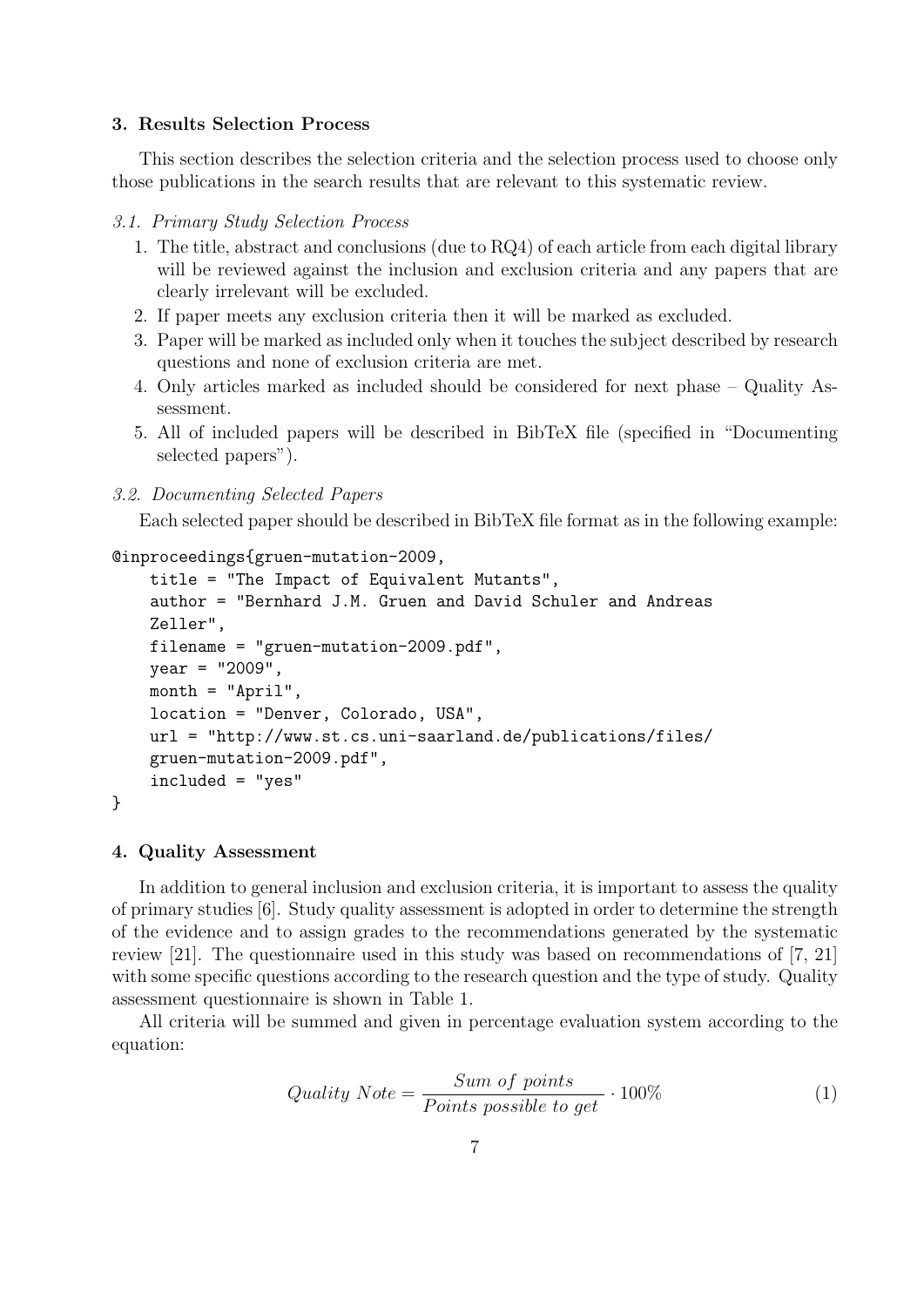## 3. Results Selection Process

This section describes the selection criteria and the selection process used to choose only those publications in the search results that are relevant to this systematic review.

### *3.1. Primary Study Selection Process*

1. The title, abstract and conclusions (due to RQ4) of each article from each digital library will be reviewed against the inclusion and exclusion criteria and any papers that are clearly irrelevant will be excluded.
2. If paper meets any exclusion criteria then it will be marked as excluded.
3. Paper will be marked as included only when it touches the subject described by research questions and none of exclusion criteria are met.
4. Only articles marked as included should be considered for next phase – Quality Assessment.
5. All of included papers will be described in BibTeX file (specified in "Documenting selected papers").

### *3.2. Documenting Selected Papers*

Each selected paper should be described in BibTeX file format as in the following example:

```
@inproceedings{gruen-mutation-2009,
    title = "The Impact of Equivalent Mutants",
    author = "Bernhard J.M. Gruen and David Schuler and Andreas
    Zeller",
    filename = "gruen-mutation-2009.pdf",
    year = "2009",
    month = "April",
    location = "Denver, Colorado, USA",
    url = "http://www.st.cs.uni-saarland.de/publications/files/
    gruen-mutation-2009.pdf",
    included = "yes"
}
```

## 4. Quality Assessment

In addition to general inclusion and exclusion criteria, it is important to assess the quality of primary studies [6]. Study quality assessment is adopted in order to determine the strength of the evidence and to assign grades to the recommendations generated by the systematic review [21]. The questionnaire used in this study was based on recommendations of [7, 21] with some specific questions according to the research question and the type of study. Quality assessment questionnaire is shown in Table 1.

All criteria will be summed and given in percentage evaluation system according to the equation:

$$Quality\ Note = \frac{Sum\ of\ points}{Points\ possible\ to\ get} \cdot 100\% \tag{1}$$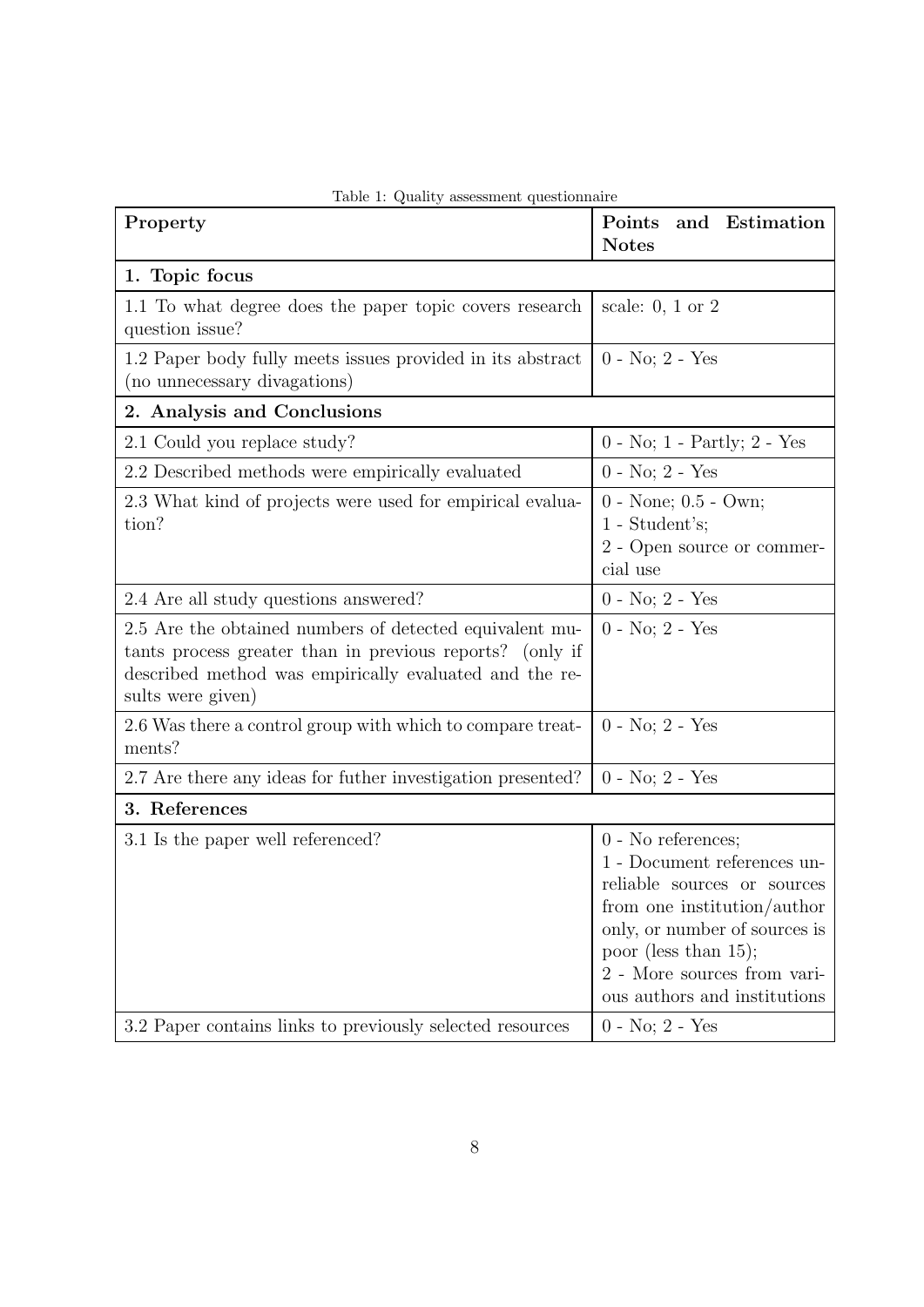Table 1: Quality assessment questionnaire

| Property | Points and Estimation Notes |
|---|---|
| **1. Topic focus** | |
| 1.1 To what degree does the paper topic covers research question issue? | scale: 0, 1 or 2 |
| 1.2 Paper body fully meets issues provided in its abstract (no unnecessary divagations) | 0 - No; 2 - Yes |
| **2. Analysis and Conclusions** | |
| 2.1 Could you replace study? | 0 - No; 1 - Partly; 2 - Yes |
| 2.2 Described methods were empirically evaluated | 0 - No; 2 - Yes |
| 2.3 What kind of projects were used for empirical evaluation? | 0 - None; 0.5 - Own; 1 - Student's; 2 - Open source or commercial use |
| 2.4 Are all study questions answered? | 0 - No; 2 - Yes |
| 2.5 Are the obtained numbers of detected equivalent mutants process greater than in previous reports? (only if described method was empirically evaluated and the results were given) | 0 - No; 2 - Yes |
| 2.6 Was there a control group with which to compare treatments? | 0 - No; 2 - Yes |
| 2.7 Are there any ideas for futher investigation presented? | 0 - No; 2 - Yes |
| **3. References** | |
| 3.1 Is the paper well referenced? | 0 - No references; 1 - Document references unreliable sources or sources from one institution/author only, or number of sources is poor (less than 15); 2 - More sources from various authors and institutions |
| 3.2 Paper contains links to previously selected resources | 0 - No; 2 - Yes |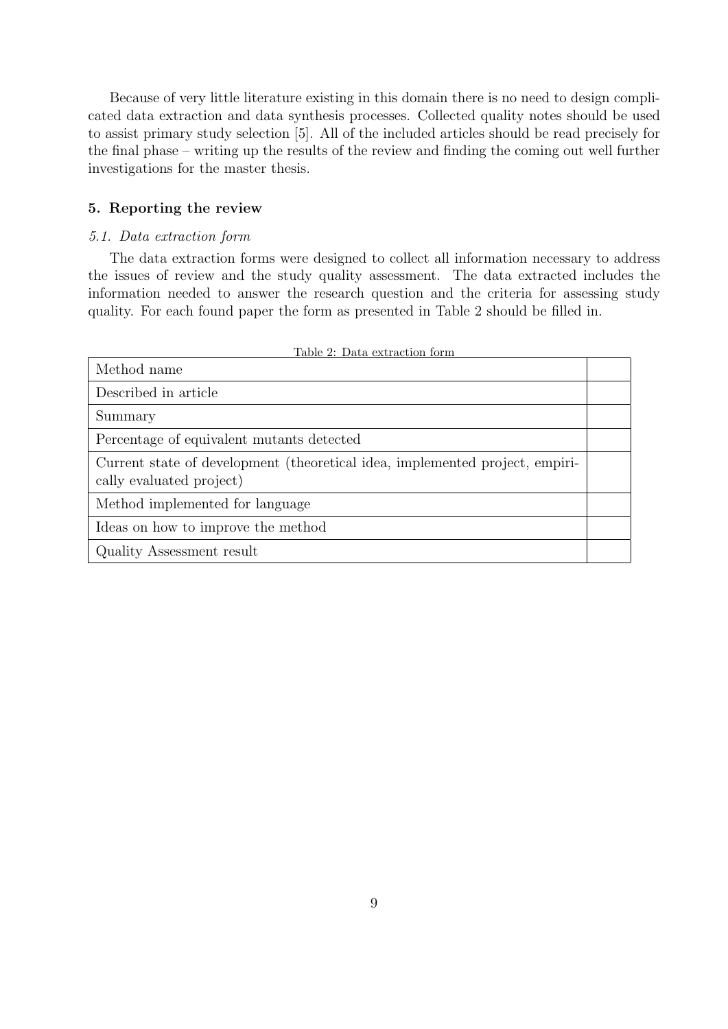Because of very little literature existing in this domain there is no need to design complicated data extraction and data synthesis processes. Collected quality notes should be used to assist primary study selection [5]. All of the included articles should be read precisely for the final phase – writing up the results of the review and finding the coming out well further investigations for the master thesis.

## 5. Reporting the review

### *5.1. Data extraction form*

The data extraction forms were designed to collect all information necessary to address the issues of review and the study quality assessment. The data extracted includes the information needed to answer the research question and the criteria for assessing study quality. For each found paper the form as presented in Table 2 should be filled in.

Table 2: Data extraction form

| | |
|---|---|
| Method name | |
| Described in article | |
| Summary | |
| Percentage of equivalent mutants detected | |
| Current state of development (theoretical idea, implemented project, empirically evaluated project) | |
| Method implemented for language | |
| Ideas on how to improve the method | |
| Quality Assessment result | |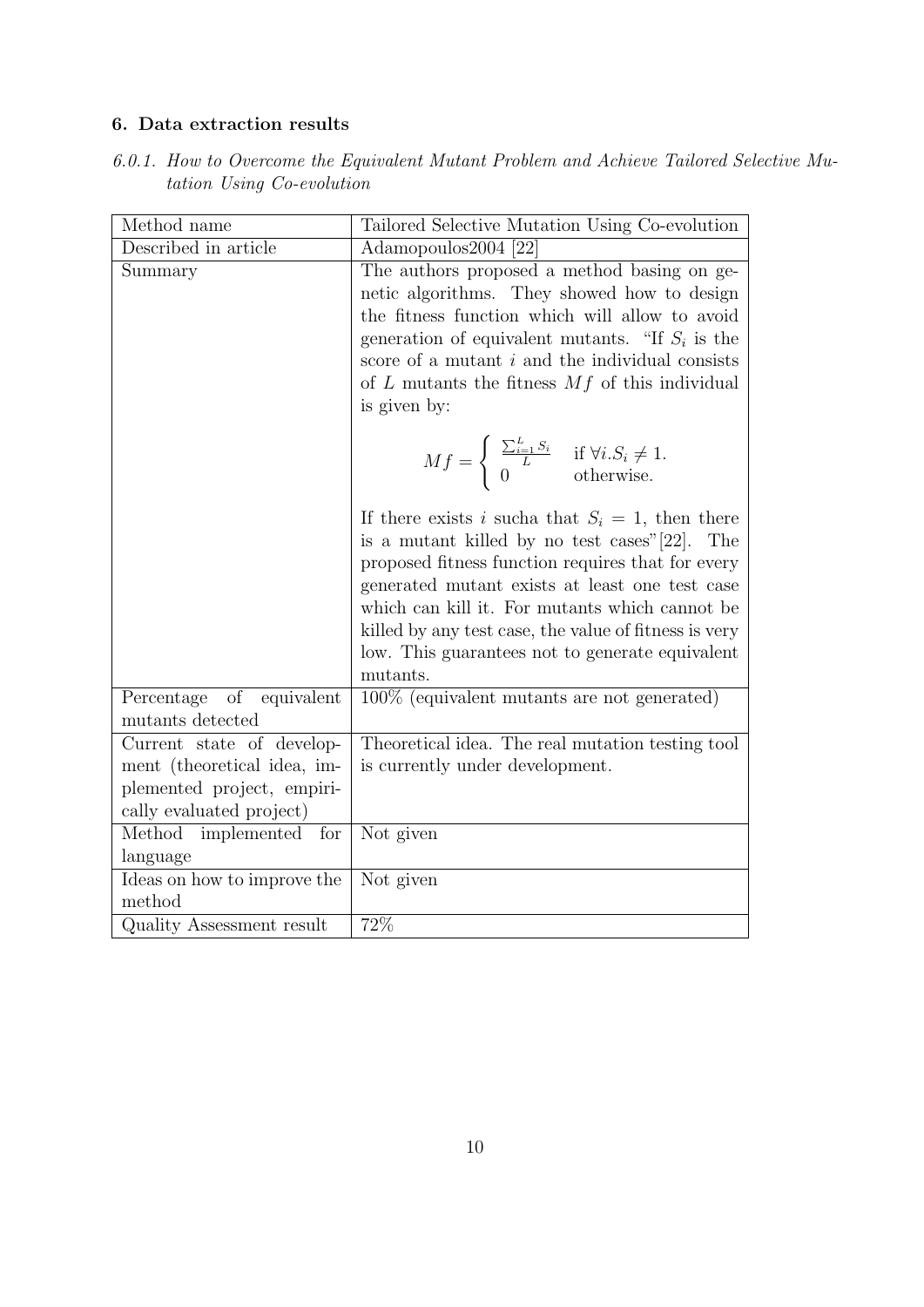## 6. Data extraction results

### *6.0.1. How to Overcome the Equivalent Mutant Problem and Achieve Tailored Selective Mutation Using Co-evolution*

| Method name | Tailored Selective Mutation Using Co-evolution |
|---|---|
| Described in article | Adamopoulos2004 [22] |
| Summary | The authors proposed a method basing on genetic algorithms. They showed how to design the fitness function which will allow to avoid generation of equivalent mutants. "If $S_i$ is the score of a mutant $i$ and the individual consists of $L$ mutants the fitness $Mf$ of this individual is given by: $$Mf = \begin{cases} \frac{\sum_{i=1}^{L} S_i}{L} & \text{if } \forall i. S_i \neq 1. \\ 0 & \text{otherwise.} \end{cases}$$ If there exists $i$ sucha that $S_i = 1$, then there is a mutant killed by no test cases"[22]. The proposed fitness function requires that for every generated mutant exists at least one test case which can kill it. For mutants which cannot be killed by any test case, the value of fitness is very low. This guarantees not to generate equivalent mutants. |
| Percentage of equivalent mutants detected | 100% (equivalent mutants are not generated) |
| Current state of development (theoretical idea, implemented project, empirically evaluated project) | Theoretical idea. The real mutation testing tool is currently under development. |
| Method implemented for language | Not given |
| Ideas on how to improve the method | Not given |
| Quality Assessment result | 72% |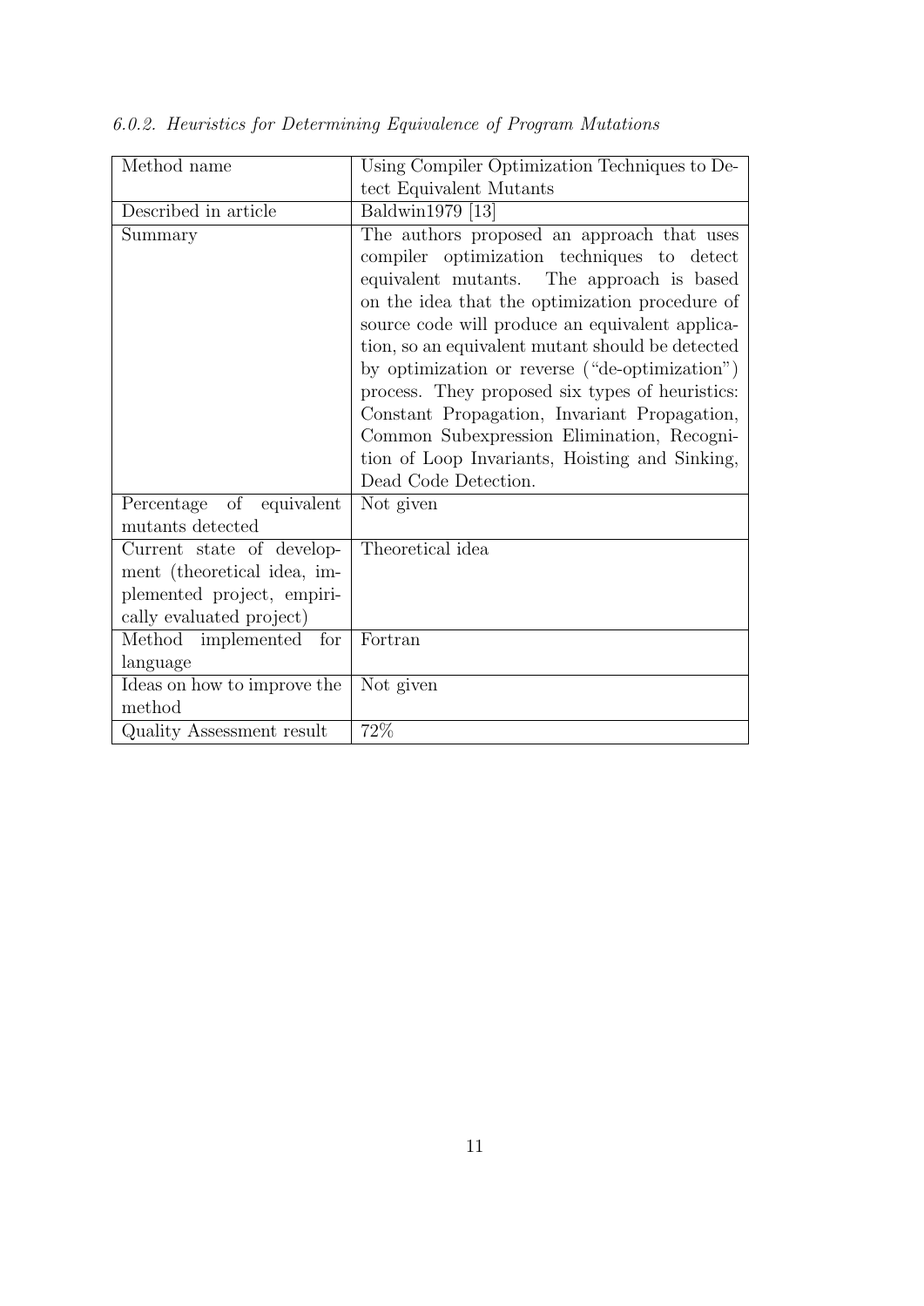### *6.0.2. Heuristics for Determining Equivalence of Program Mutations*

| Method name | Using Compiler Optimization Techniques to Detect Equivalent Mutants |
|---|---|
| Described in article | Baldwin1979 [13] |
| Summary | The authors proposed an approach that uses compiler optimization techniques to detect equivalent mutants. The approach is based on the idea that the optimization procedure of source code will produce an equivalent application, so an equivalent mutant should be detected by optimization or reverse ("de-optimization") process. They proposed six types of heuristics: Constant Propagation, Invariant Propagation, Common Subexpression Elimination, Recognition of Loop Invariants, Hoisting and Sinking, Dead Code Detection. |
| Percentage of equivalent mutants detected | Not given |
| Current state of development (theoretical idea, implemented project, empirically evaluated project) | Theoretical idea |
| Method implemented for language | Fortran |
| Ideas on how to improve the method | Not given |
| Quality Assessment result | 72% |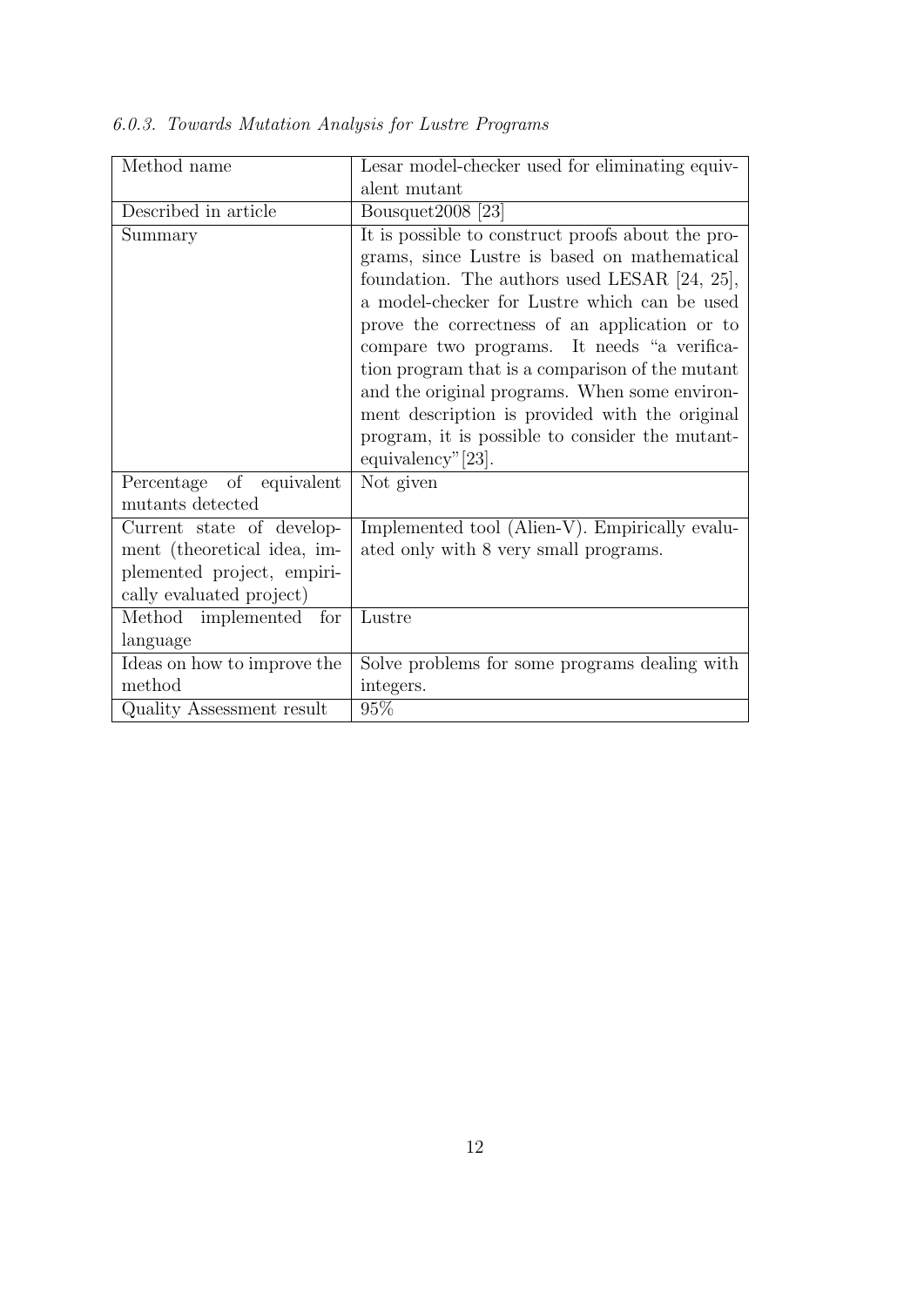*6.0.3. Towards Mutation Analysis for Lustre Programs*

| Method name | Lesar model-checker used for eliminating equivalent mutant |
|---|---|
| Described in article | Bousquet2008 [23] |
| Summary | It is possible to construct proofs about the programs, since Lustre is based on mathematical foundation. The authors used LESAR [24, 25], a model-checker for Lustre which can be used prove the correctness of an application or to compare two programs. It needs "a verification program that is a comparison of the mutant and the original programs. When some environment description is provided with the original program, it is possible to consider the mutant-equivalency"[23]. |
| Percentage of equivalent mutants detected | Not given |
| Current state of development (theoretical idea, implemented project, empirically evaluated project) | Implemented tool (Alien-V). Empirically evaluated only with 8 very small programs. |
| Method implemented for language | Lustre |
| Ideas on how to improve the method | Solve problems for some programs dealing with integers. |
| Quality Assessment result | 95% |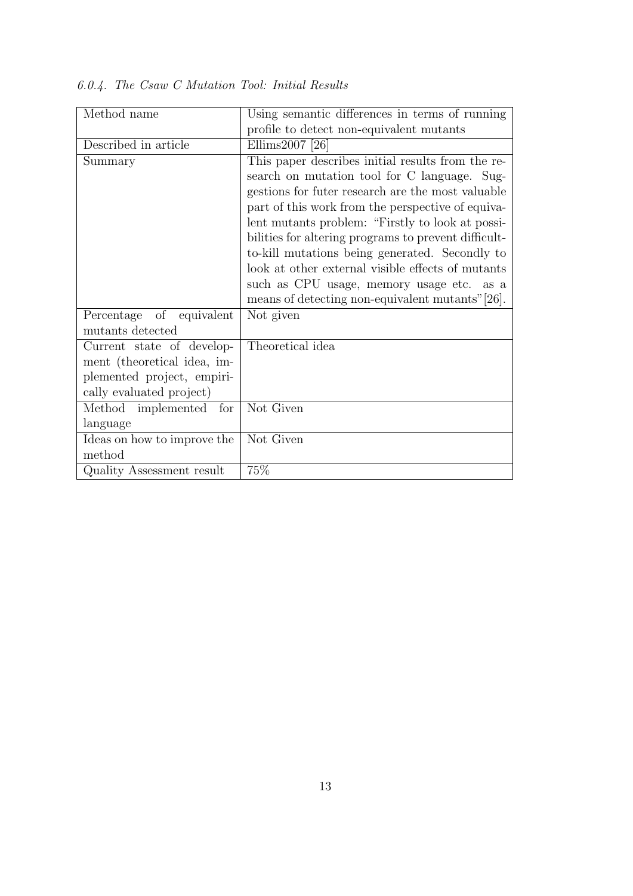*6.0.4. The Csaw C Mutation Tool: Initial Results*

| Method name | Using semantic differences in terms of running profile to detect non-equivalent mutants |
|---|---|
| Described in article | Ellims2007 [26] |
| Summary | This paper describes initial results from the research on mutation tool for C language. Suggestions for futer research are the most valuable part of this work from the perspective of equivalent mutants problem: "Firstly to look at possibilities for altering programs to prevent difficult-to-kill mutations being generated. Secondly to look at other external visible effects of mutants such as CPU usage, memory usage etc. as a means of detecting non-equivalent mutants"[26]. |
| Percentage of equivalent mutants detected | Not given |
| Current state of development (theoretical idea, implemented project, empirically evaluated project) | Theoretical idea |
| Method implemented for language | Not Given |
| Ideas on how to improve the method | Not Given |
| Quality Assessment result | 75% |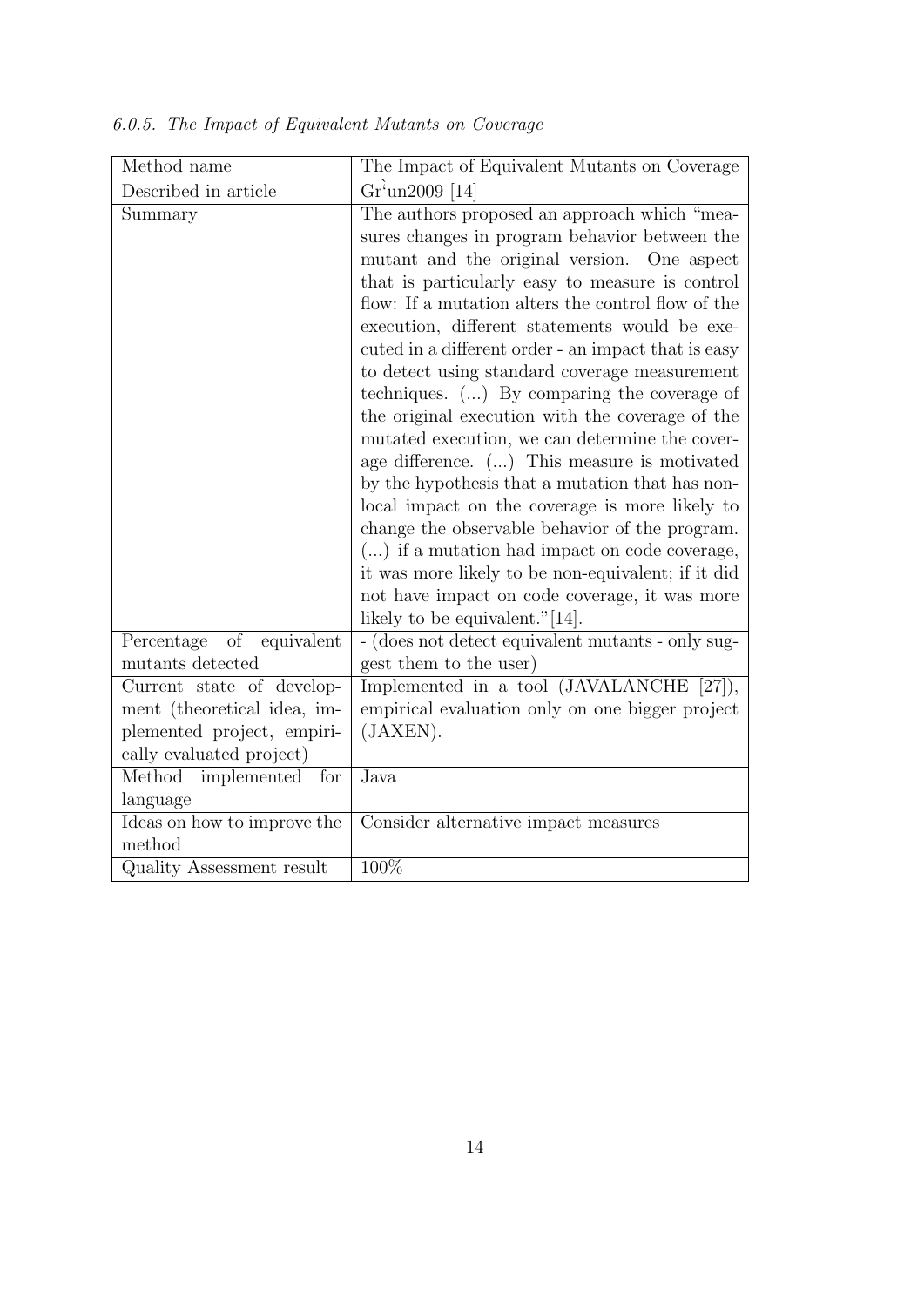*6.0.5. The Impact of Equivalent Mutants on Coverage*

| Method name | The Impact of Equivalent Mutants on Coverage |
|---|---|
| Described in article | Gr`un2009 [14] |
| Summary | The authors proposed an approach which "measures changes in program behavior between the mutant and the original version. One aspect that is particularly easy to measure is control flow: If a mutation alters the control flow of the execution, different statements would be executed in a different order - an impact that is easy to detect using standard coverage measurement techniques. (...) By comparing the coverage of the original execution with the coverage of the mutated execution, we can determine the coverage difference. (...) This measure is motivated by the hypothesis that a mutation that has non-local impact on the coverage is more likely to change the observable behavior of the program. (...) if a mutation had impact on code coverage, it was more likely to be non-equivalent; if it did not have impact on code coverage, it was more likely to be equivalent."[14]. |
| Percentage of equivalent mutants detected | - (does not detect equivalent mutants - only suggest them to the user) |
| Current state of development (theoretical idea, implemented project, empirically evaluated project) | Implemented in a tool (JAVALANCHE [27]), empirical evaluation only on one bigger project (JAXEN). |
| Method implemented for language | Java |
| Ideas on how to improve the method | Consider alternative impact measures |
| Quality Assessment result | 100% |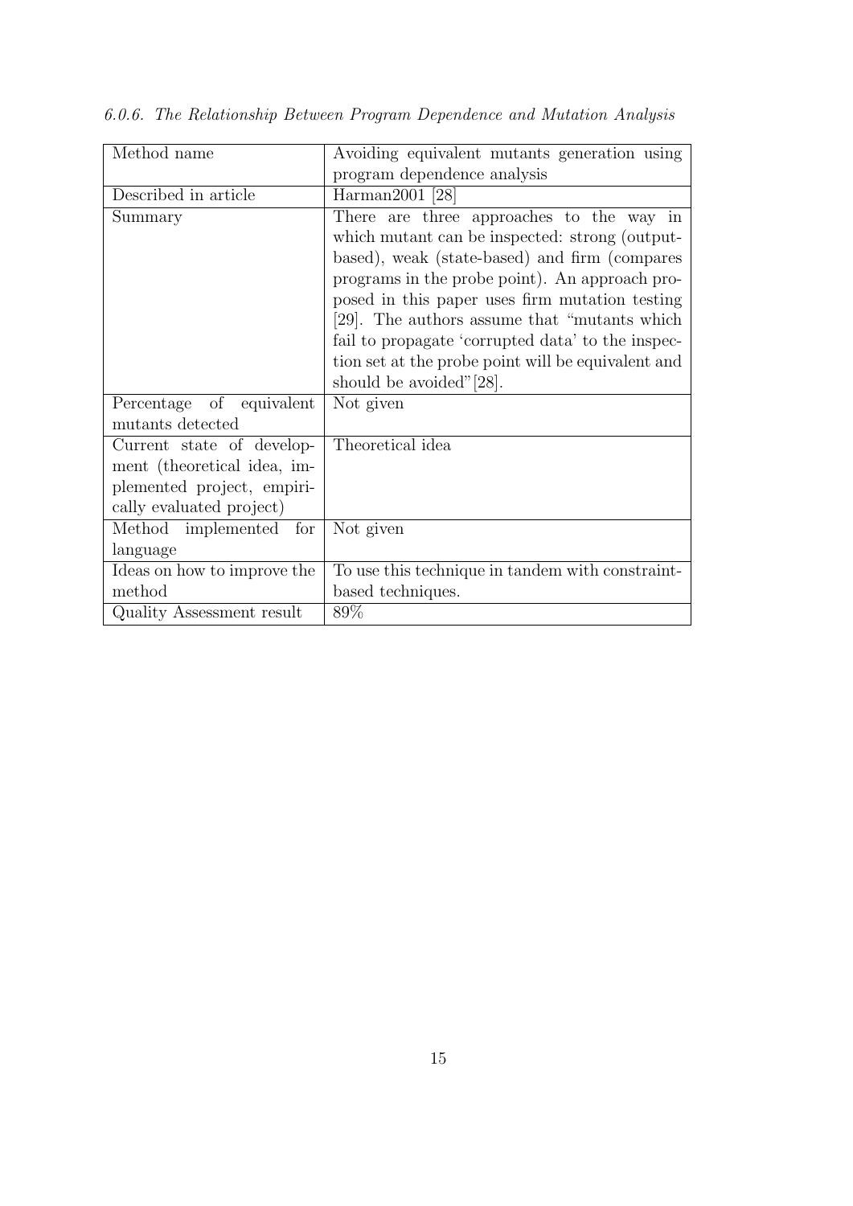#### 6.0.6. The Relationship Between Program Dependence and Mutation Analysis

| Method name | Avoiding equivalent mutants generation using program dependence analysis |
|---|---|
| Described in article | Harman2001 [28] |
| Summary | There are three approaches to the way in which mutant can be inspected: strong (output-based), weak (state-based) and firm (compares programs in the probe point). An approach proposed in this paper uses firm mutation testing [29]. The authors assume that "mutants which fail to propagate 'corrupted data' to the inspection set at the probe point will be equivalent and should be avoided"[28]. |
| Percentage of equivalent mutants detected | Not given |
| Current state of development (theoretical idea, implemented project, empirically evaluated project) | Theoretical idea |
| Method implemented for language | Not given |
| Ideas on how to improve the method | To use this technique in tandem with constraint-based techniques. |
| Quality Assessment result | 89% |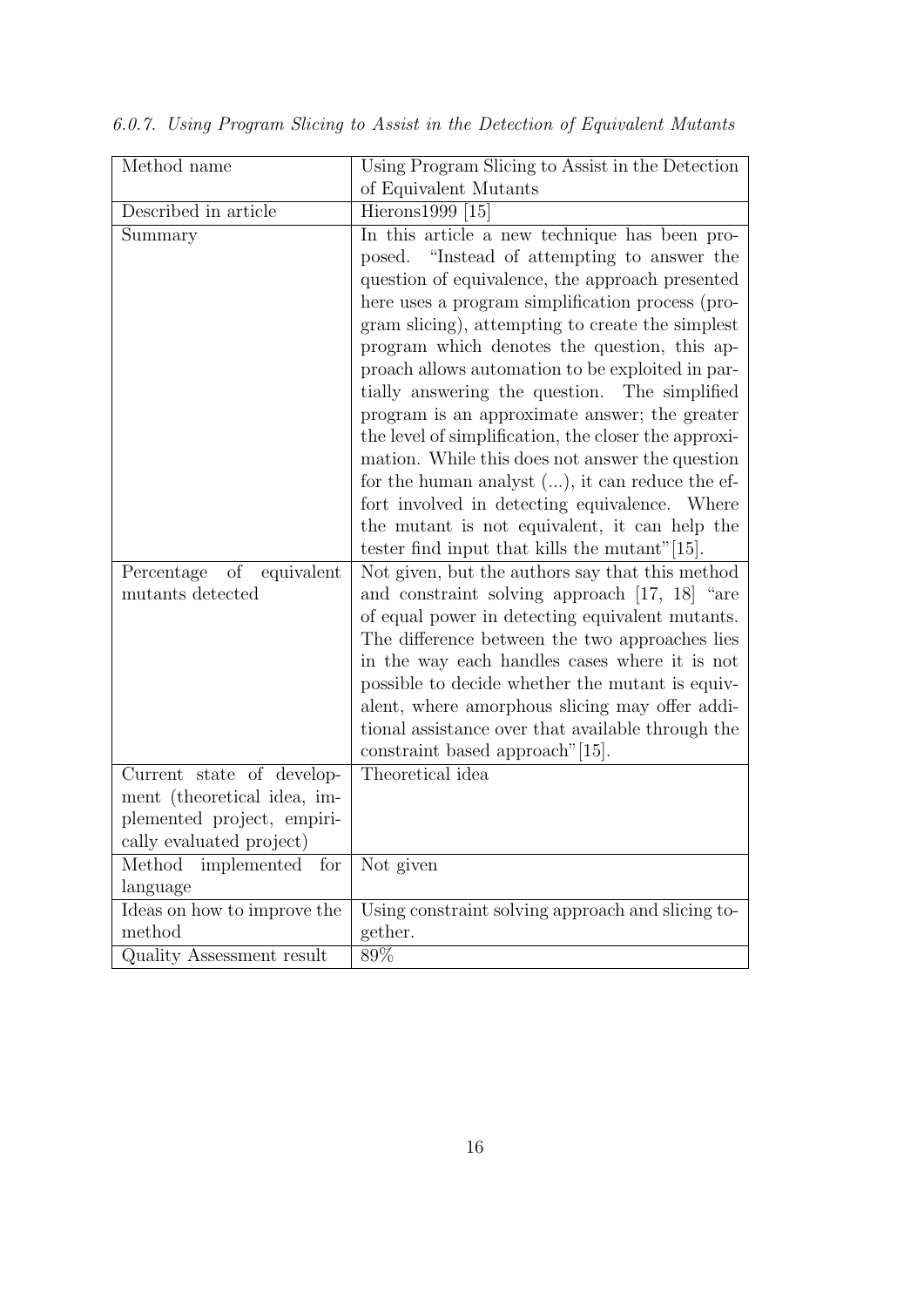*6.0.7. Using Program Slicing to Assist in the Detection of Equivalent Mutants*

| Method name | Using Program Slicing to Assist in the Detection of Equivalent Mutants |
|---|---|
| Described in article | Hierons1999 [15] |
| Summary | In this article a new technique has been proposed. "Instead of attempting to answer the question of equivalence, the approach presented here uses a program simplification process (program slicing), attempting to create the simplest program which denotes the question, this approach allows automation to be exploited in partially answering the question. The simplified program is an approximate answer; the greater the level of simplification, the closer the approximation. While this does not answer the question for the human analyst (...), it can reduce the effort involved in detecting equivalence. Where the mutant is not equivalent, it can help the tester find input that kills the mutant"[15]. |
| Percentage of equivalent mutants detected | Not given, but the authors say that this method and constraint solving approach [17, 18] "are of equal power in detecting equivalent mutants. The difference between the two approaches lies in the way each handles cases where it is not possible to decide whether the mutant is equivalent, where amorphous slicing may offer additional assistance over that available through the constraint based approach"[15]. |
| Current state of development (theoretical idea, implemented project, empirically evaluated project) | Theoretical idea |
| Method implemented for language | Not given |
| Ideas on how to improve the method | Using constraint solving approach and slicing together. |
| Quality Assessment result | 89% |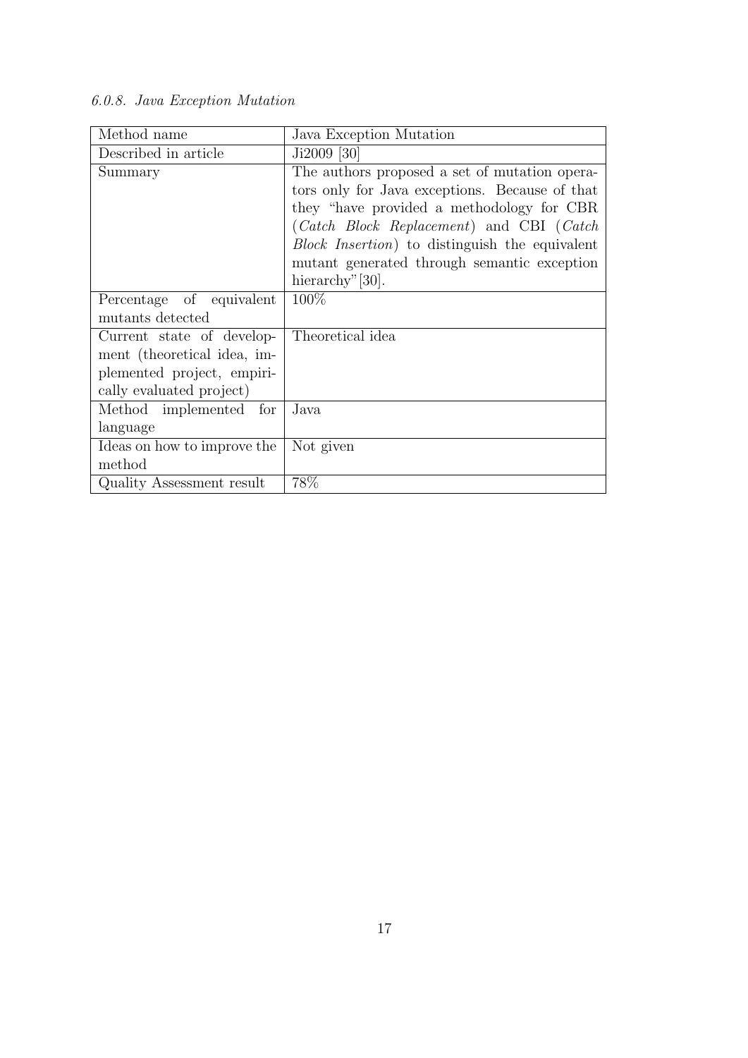#### *6.0.8. Java Exception Mutation*

| Method name | Java Exception Mutation |
|---|---|
| Described in article | Ji2009 [30] |
| Summary | The authors proposed a set of mutation operators only for Java exceptions. Because of that they "have provided a methodology for CBR (*Catch Block Replacement*) and CBI (*Catch Block Insertion*) to distinguish the equivalent mutant generated through semantic exception hierarchy"[30]. |
| Percentage of equivalent mutants detected | 100% |
| Current state of development (theoretical idea, implemented project, empirically evaluated project) | Theoretical idea |
| Method implemented for language | Java |
| Ideas on how to improve the method | Not given |
| Quality Assessment result | 78% |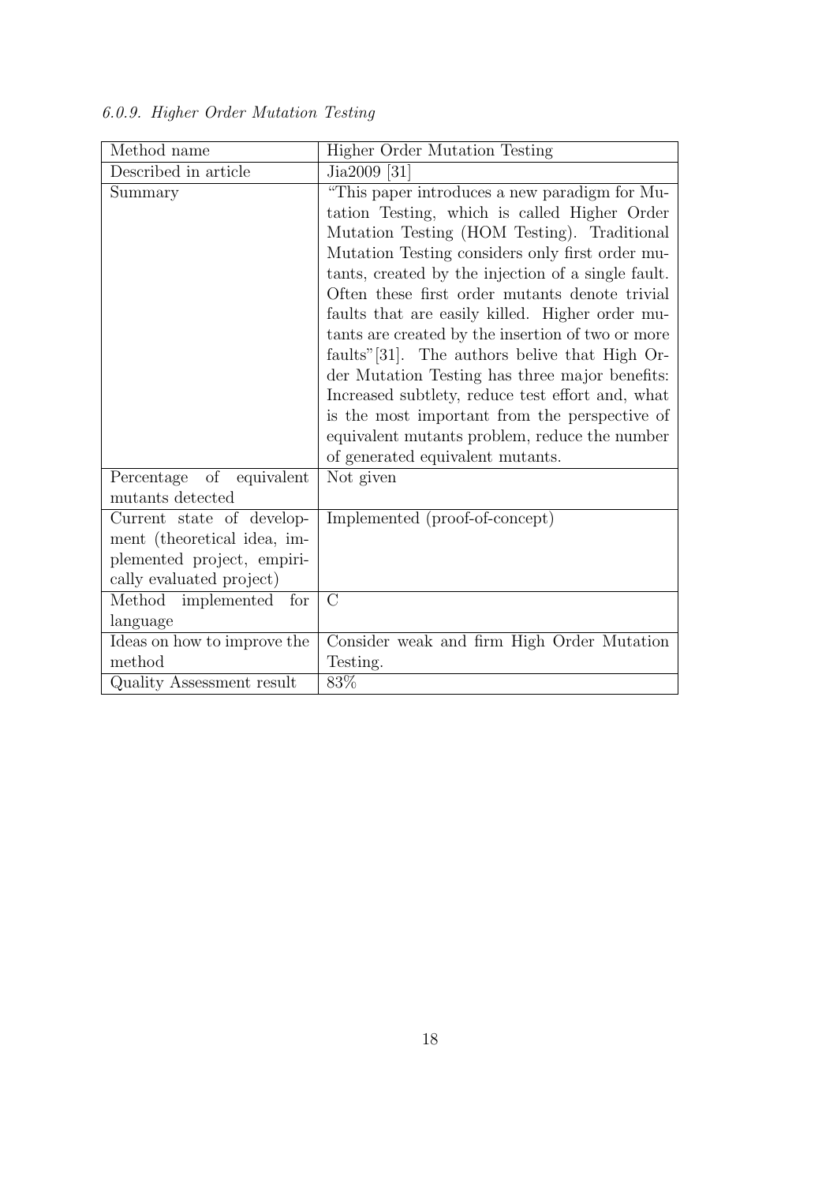*6.0.9. Higher Order Mutation Testing*

| Method name | Higher Order Mutation Testing |
|---|---|
| Described in article | Jia2009 [31] |
| Summary | "This paper introduces a new paradigm for Mutation Testing, which is called Higher Order Mutation Testing (HOM Testing). Traditional Mutation Testing considers only first order mutants, created by the injection of a single fault. Often these first order mutants denote trivial faults that are easily killed. Higher order mutants are created by the insertion of two or more faults"[31]. The authors belive that High Order Mutation Testing has three major benefits: Increased subtlety, reduce test effort and, what is the most important from the perspective of equivalent mutants problem, reduce the number of generated equivalent mutants. |
| Percentage of equivalent mutants detected | Not given |
| Current state of development (theoretical idea, implemented project, empirically evaluated project) | Implemented (proof-of-concept) |
| Method implemented for language | C |
| Ideas on how to improve the method | Consider weak and firm High Order Mutation Testing. |
| Quality Assessment result | 83% |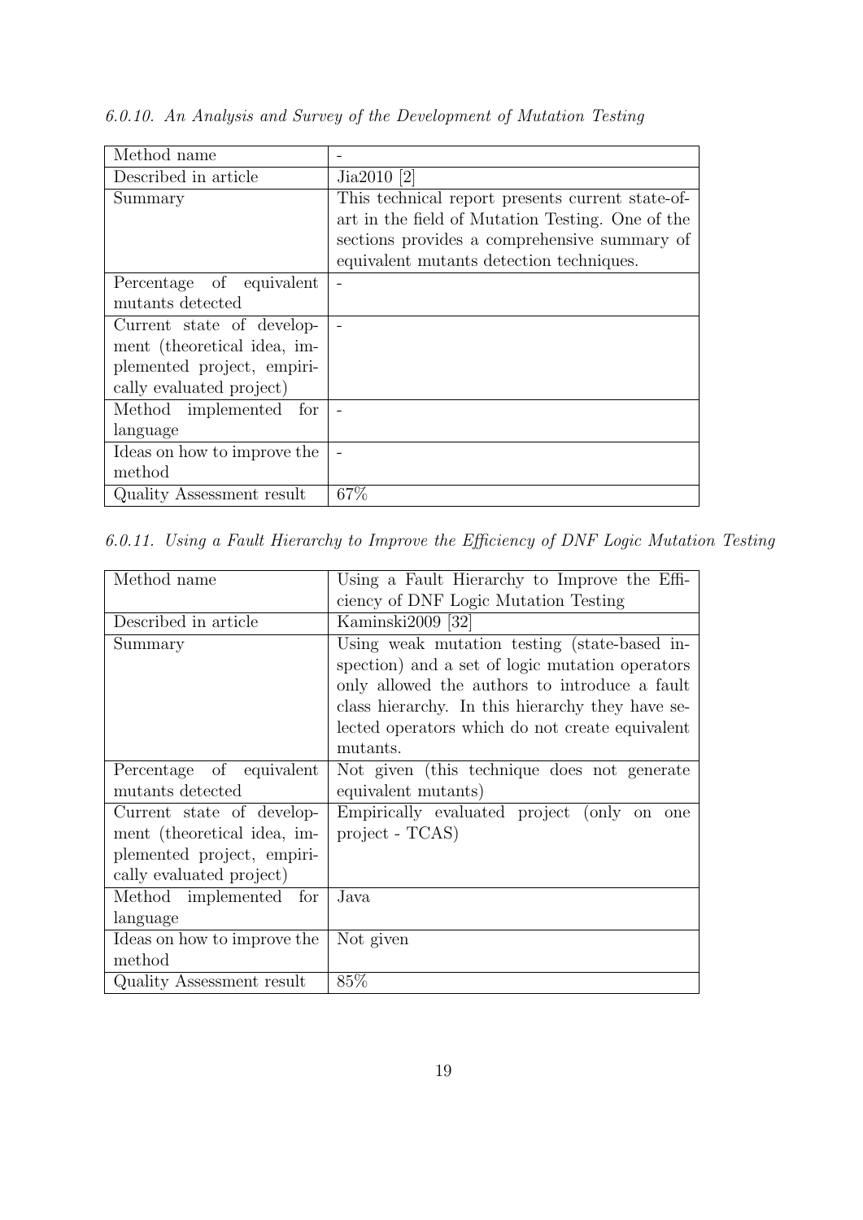#### *6.0.10. An Analysis and Survey of the Development of Mutation Testing*

| Method name | - |
|---|---|
| Described in article | Jia2010 [2] |
| Summary | This technical report presents current state-of-art in the field of Mutation Testing. One of the sections provides a comprehensive summary of equivalent mutants detection techniques. |
| Percentage of equivalent mutants detected | - |
| Current state of development (theoretical idea, implemented project, empirically evaluated project) | - |
| Method implemented for language | - |
| Ideas on how to improve the method | - |
| Quality Assessment result | 67% |

#### *6.0.11. Using a Fault Hierarchy to Improve the Efficiency of DNF Logic Mutation Testing*

| Method name | Using a Fault Hierarchy to Improve the Efficiency of DNF Logic Mutation Testing |
|---|---|
| Described in article | Kaminski2009 [32] |
| Summary | Using weak mutation testing (state-based inspection) and a set of logic mutation operators only allowed the authors to introduce a fault class hierarchy. In this hierarchy they have selected operators which do not create equivalent mutants. |
| Percentage of equivalent mutants detected | Not given (this technique does not generate equivalent mutants) |
| Current state of development (theoretical idea, implemented project, empirically evaluated project) | Empirically evaluated project (only on one project - TCAS) |
| Method implemented for language | Java |
| Ideas on how to improve the method | Not given |
| Quality Assessment result | 85% |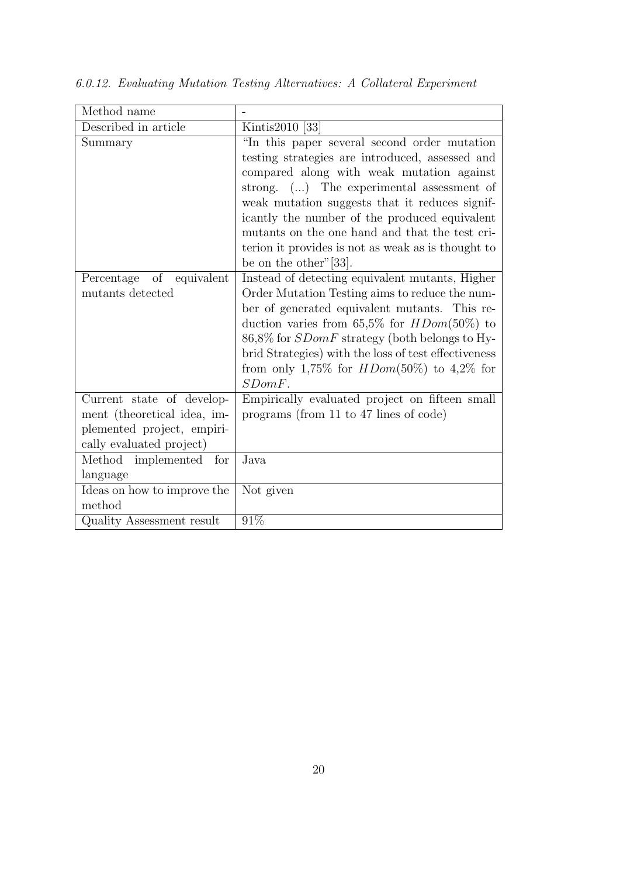### *6.0.12. Evaluating Mutation Testing Alternatives: A Collateral Experiment*

| Method name | - |
|---|---|
| Described in article | Kintis2010 [33] |
| Summary | "In this paper several second order mutation testing strategies are introduced, assessed and compared along with weak mutation against strong. (...) The experimental assessment of weak mutation suggests that it reduces significantly the number of the produced equivalent mutants on the one hand and that the test criterion it provides is not as weak as is thought to be on the other"[33]. |
| Percentage of equivalent mutants detected | Instead of detecting equivalent mutants, Higher Order Mutation Testing aims to reduce the number of generated equivalent mutants. This reduction varies from 65,5% for $HDom(50\%)$ to 86,8% for $SDomF$ strategy (both belongs to Hybrid Strategies) with the loss of test effectiveness from only 1,75% for $HDom(50\%)$ to 4,2% for $SDomF$. |
| Current state of development (theoretical idea, implemented project, empirically evaluated project) | Empirically evaluated project on fifteen small programs (from 11 to 47 lines of code) |
| Method implemented for language | Java |
| Ideas on how to improve the method | Not given |
| Quality Assessment result | 91% |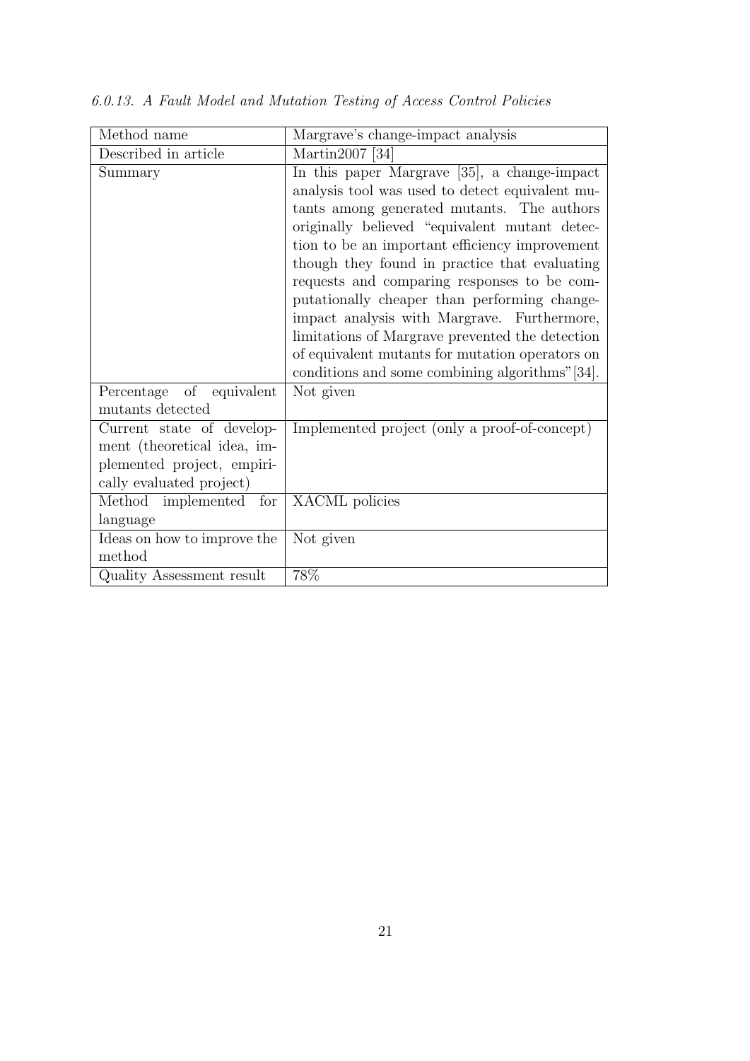*6.0.13. A Fault Model and Mutation Testing of Access Control Policies*

| Method name | Margrave's change-impact analysis |
|---|---|
| Described in article | Martin2007 [34] |
| Summary | In this paper Margrave [35], a change-impact analysis tool was used to detect equivalent mutants among generated mutants. The authors originally believed "equivalent mutant detection to be an important efficiency improvement though they found in practice that evaluating requests and comparing responses to be computationally cheaper than performing change-impact analysis with Margrave. Furthermore, limitations of Margrave prevented the detection of equivalent mutants for mutation operators on conditions and some combining algorithms"[34]. |
| Percentage of equivalent mutants detected | Not given |
| Current state of development (theoretical idea, implemented project, empirically evaluated project) | Implemented project (only a proof-of-concept) |
| Method implemented for language | XACML policies |
| Ideas on how to improve the method | Not given |
| Quality Assessment result | 78% |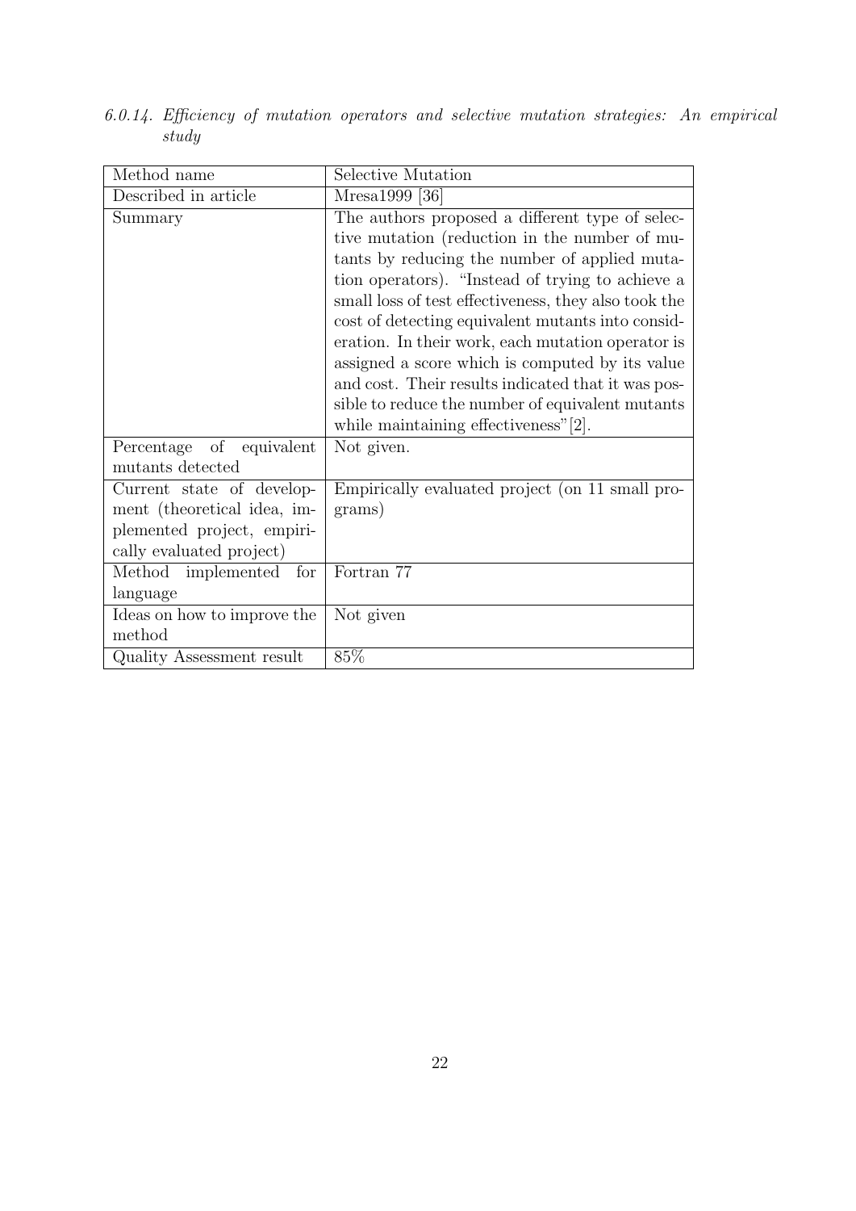*6.0.14. Efficiency of mutation operators and selective mutation strategies: An empirical study*

| Method name | Selective Mutation |
|---|---|
| Described in article | Mresa1999 [36] |
| Summary | The authors proposed a different type of selective mutation (reduction in the number of mutants by reducing the number of applied mutation operators). "Instead of trying to achieve a small loss of test effectiveness, they also took the cost of detecting equivalent mutants into consideration. In their work, each mutation operator is assigned a score which is computed by its value and cost. Their results indicated that it was possible to reduce the number of equivalent mutants while maintaining effectiveness"[2]. |
| Percentage of equivalent mutants detected | Not given. |
| Current state of development (theoretical idea, implemented project, empirically evaluated project) | Empirically evaluated project (on 11 small programs) |
| Method implemented for language | Fortran 77 |
| Ideas on how to improve the method | Not given |
| Quality Assessment result | 85% |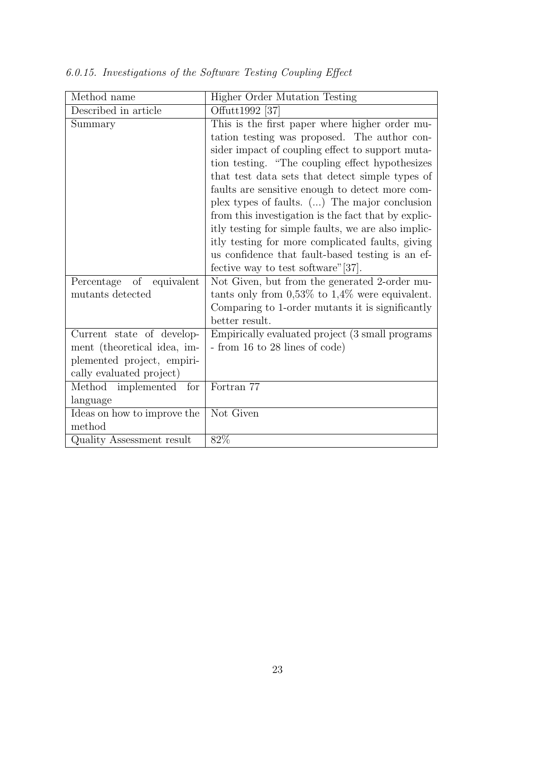*6.0.15. Investigations of the Software Testing Coupling Effect*

| Method name | Higher Order Mutation Testing |
|---|---|
| Described in article | Offutt1992 [37] |
| Summary | This is the first paper where higher order mutation testing was proposed. The author consider impact of coupling effect to support mutation testing. "The coupling effect hypothesizes that test data sets that detect simple types of faults are sensitive enough to detect more complex types of faults. (...) The major conclusion from this investigation is the fact that by explicitly testing for simple faults, we are also implicitly testing for more complicated faults, giving us confidence that fault-based testing is an effective way to test software"[37]. |
| Percentage of equivalent mutants detected | Not Given, but from the generated 2-order mutants only from 0,53% to 1,4% were equivalent. Comparing to 1-order mutants it is significantly better result. |
| Current state of development (theoretical idea, implemented project, empirically evaluated project) | Empirically evaluated project (3 small programs - from 16 to 28 lines of code) |
| Method implemented for language | Fortran 77 |
| Ideas on how to improve the method | Not Given |
| Quality Assessment result | 82% |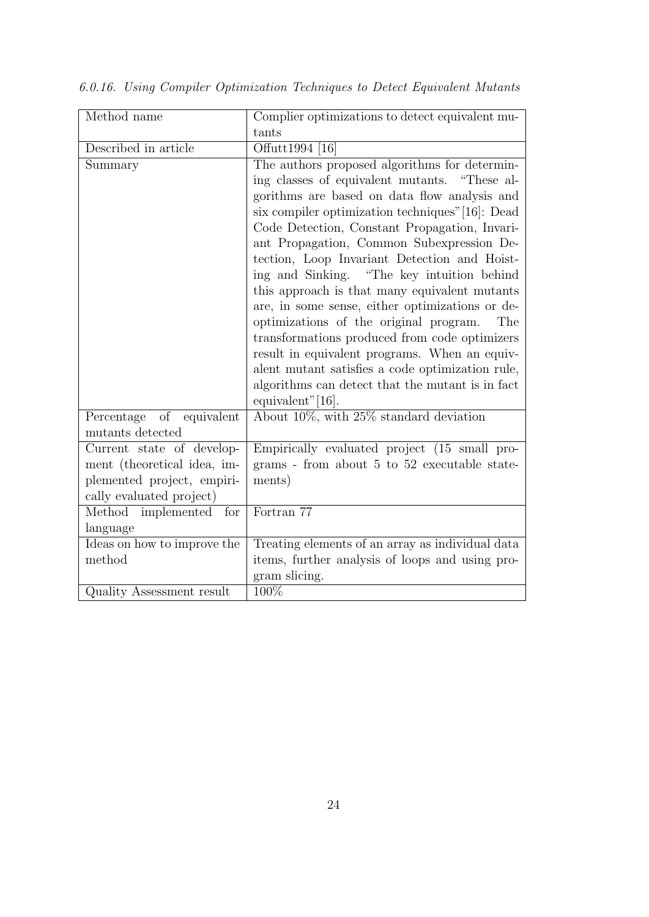*6.0.16. Using Compiler Optimization Techniques to Detect Equivalent Mutants*

| Method name | Complier optimizations to detect equivalent mutants |
|---|---|
| Described in article | Offutt1994 [16] |
| Summary | The authors proposed algorithms for determining classes of equivalent mutants. "These algorithms are based on data flow analysis and six compiler optimization techniques"[16]: Dead Code Detection, Constant Propagation, Invariant Propagation, Common Subexpression Detection, Loop Invariant Detection and Hoisting and Sinking. "The key intuition behind this approach is that many equivalent mutants are, in some sense, either optimizations or de-optimizations of the original program. The transformations produced from code optimizers result in equivalent programs. When an equivalent mutant satisfies a code optimization rule, algorithms can detect that the mutant is in fact equivalent"[16]. |
| Percentage of equivalent mutants detected | About 10%, with 25% standard deviation |
| Current state of development (theoretical idea, implemented project, empirically evaluated project) | Empirically evaluated project (15 small programs - from about 5 to 52 executable statements) |
| Method implemented for language | Fortran 77 |
| Ideas on how to improve the method | Treating elements of an array as individual data items, further analysis of loops and using program slicing. |
| Quality Assessment result | 100% |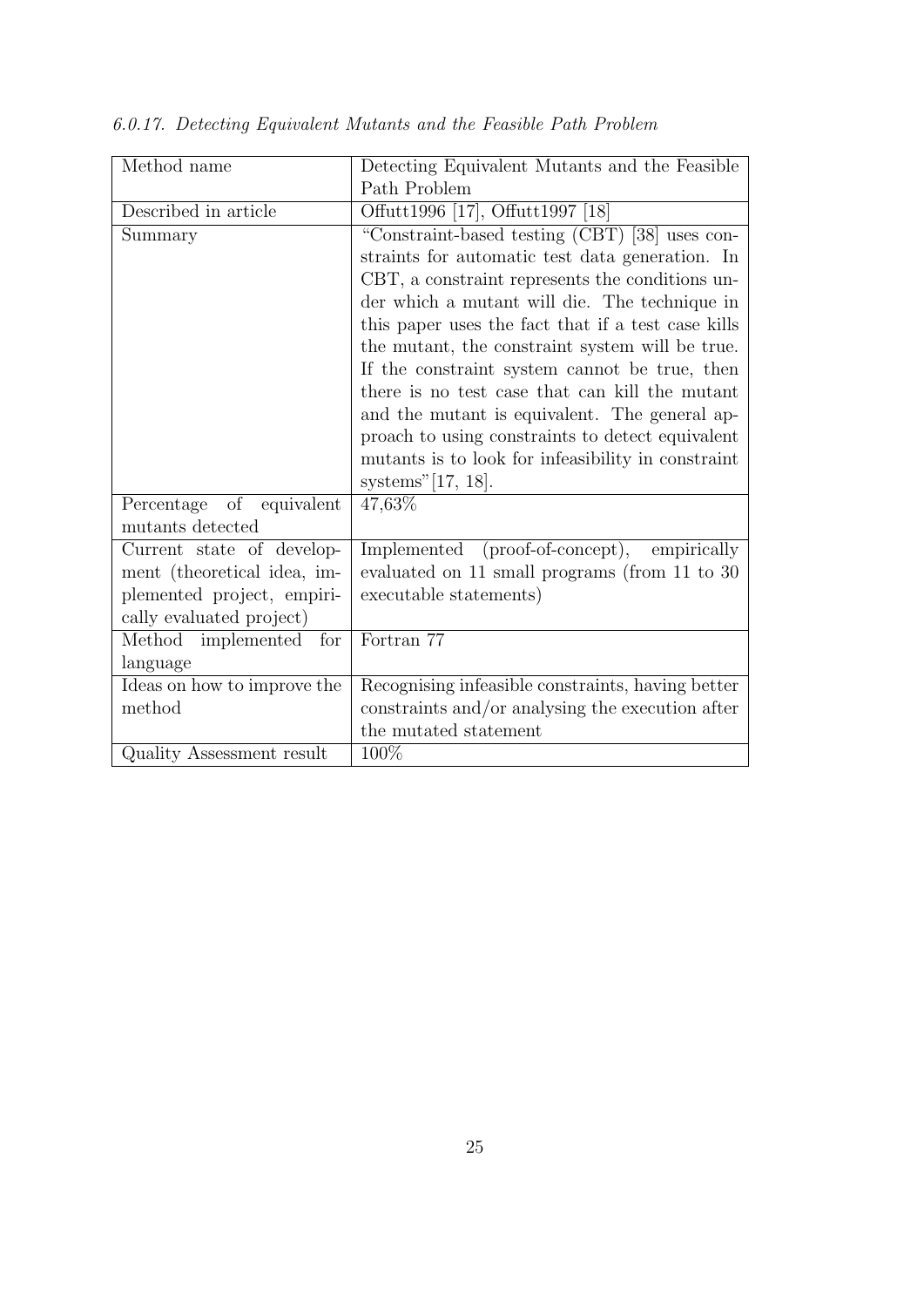### *6.0.17. Detecting Equivalent Mutants and the Feasible Path Problem*

| Method name | Detecting Equivalent Mutants and the Feasible Path Problem |
|---|---|
| Described in article | Offutt1996 [17], Offutt1997 [18] |
| Summary | "Constraint-based testing (CBT) [38] uses constraints for automatic test data generation. In CBT, a constraint represents the conditions under which a mutant will die. The technique in this paper uses the fact that if a test case kills the mutant, the constraint system will be true. If the constraint system cannot be true, then there is no test case that can kill the mutant and the mutant is equivalent. The general approach to using constraints to detect equivalent mutants is to look for infeasibility in constraint systems"[17, 18]. |
| Percentage of equivalent mutants detected | 47,63% |
| Current state of development (theoretical idea, implemented project, empirically evaluated project) | Implemented (proof-of-concept), empirically evaluated on 11 small programs (from 11 to 30 executable statements) |
| Method implemented for language | Fortran 77 |
| Ideas on how to improve the method | Recognising infeasible constraints, having better constraints and/or analysing the execution after the mutated statement |
| Quality Assessment result | 100% |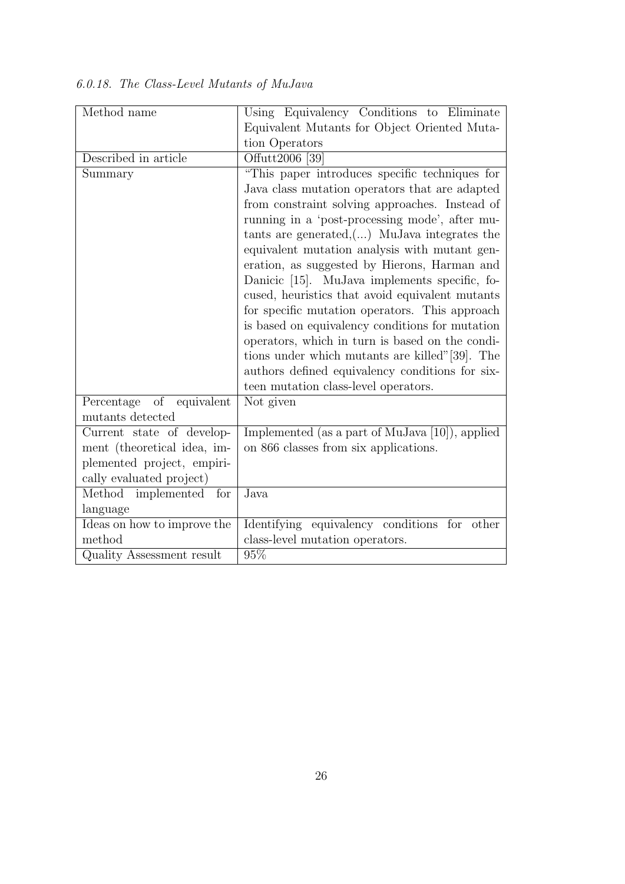*6.0.18. The Class-Level Mutants of MuJava*

| Method name | Using Equivalency Conditions to Eliminate Equivalent Mutants for Object Oriented Mutation Operators |
|---|---|
| Described in article | Offutt2006 [39] |
| Summary | "This paper introduces specific techniques for Java class mutation operators that are adapted from constraint solving approaches. Instead of running in a 'post-processing mode', after mutants are generated,(...) MuJava integrates the equivalent mutation analysis with mutant generation, as suggested by Hierons, Harman and Danicic [15]. MuJava implements specific, focused, heuristics that avoid equivalent mutants for specific mutation operators. This approach is based on equivalency conditions for mutation operators, which in turn is based on the conditions under which mutants are killed"[39]. The authors defined equivalency conditions for sixteen mutation class-level operators. |
| Percentage of equivalent mutants detected | Not given |
| Current state of development (theoretical idea, implemented project, empirically evaluated project) | Implemented (as a part of MuJava [10]), applied on 866 classes from six applications. |
| Method implemented for language | Java |
| Ideas on how to improve the method | Identifying equivalency conditions for other class-level mutation operators. |
| Quality Assessment result | 95% |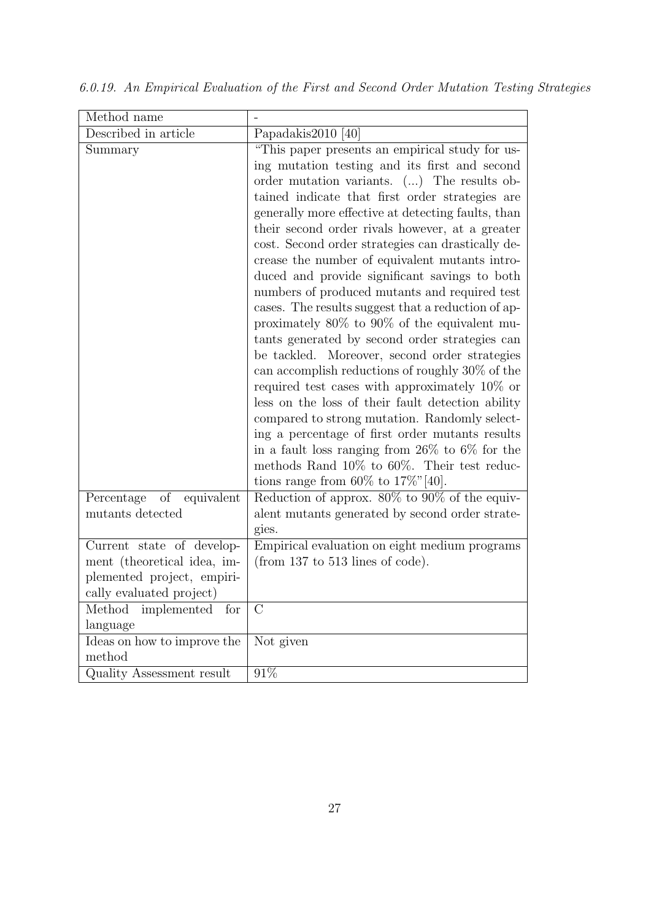*6.0.19. An Empirical Evaluation of the First and Second Order Mutation Testing Strategies*

| Method name | - |
|---|---|
| Described in article | Papadakis2010 [40] |
| Summary | "This paper presents an empirical study for using mutation testing and its first and second order mutation variants. (...) The results obtained indicate that first order strategies are generally more effective at detecting faults, than their second order rivals however, at a greater cost. Second order strategies can drastically decrease the number of equivalent mutants introduced and provide significant savings to both numbers of produced mutants and required test cases. The results suggest that a reduction of approximately 80% to 90% of the equivalent mutants generated by second order strategies can be tackled. Moreover, second order strategies can accomplish reductions of roughly 30% of the required test cases with approximately 10% or less on the loss of their fault detection ability compared to strong mutation. Randomly selecting a percentage of first order mutants results in a fault loss ranging from 26% to 6% for the methods Rand 10% to 60%. Their test reductions range from 60% to 17%"[40]. |
| Percentage of equivalent mutants detected | Reduction of approx. 80% to 90% of the equivalent mutants generated by second order strategies. |
| Current state of development (theoretical idea, implemented project, empirically evaluated project) | Empirical evaluation on eight medium programs (from 137 to 513 lines of code). |
| Method implemented for language | C |
| Ideas on how to improve the method | Not given |
| Quality Assessment result | 91% |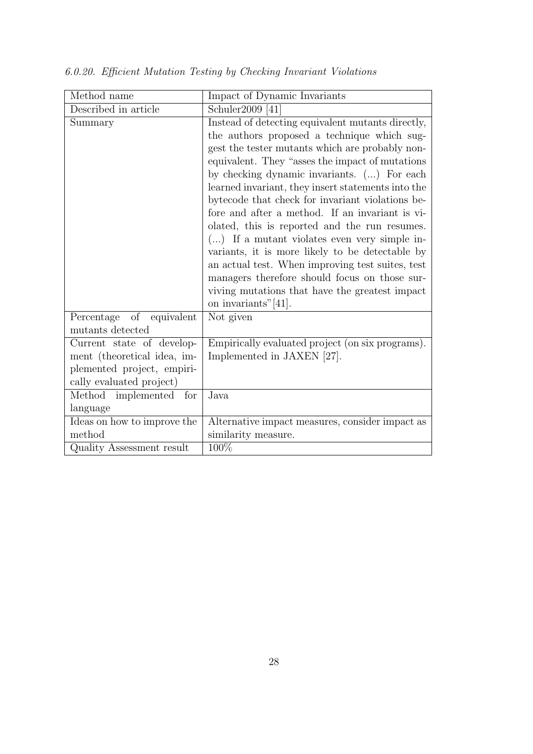*6.0.20. Efficient Mutation Testing by Checking Invariant Violations*

| Method name | Impact of Dynamic Invariants |
|---|---|
| Described in article | Schuler2009 [41] |
| Summary | Instead of detecting equivalent mutants directly, the authors proposed a technique which suggest the tester mutants which are probably non-equivalent. They "asses the impact of mutations by checking dynamic invariants. (...) For each learned invariant, they insert statements into the bytecode that check for invariant violations before and after a method. If an invariant is violated, this is reported and the run resumes. (...) If a mutant violates even very simple invariants, it is more likely to be detectable by an actual test. When improving test suites, test managers therefore should focus on those surviving mutations that have the greatest impact on invariants"[41]. |
| Percentage of equivalent mutants detected | Not given |
| Current state of development (theoretical idea, implemented project, empirically evaluated project) | Empirically evaluated project (on six programs). Implemented in JAXEN [27]. |
| Method implemented for language | Java |
| Ideas on how to improve the method | Alternative impact measures, consider impact as similarity measure. |
| Quality Assessment result | 100% |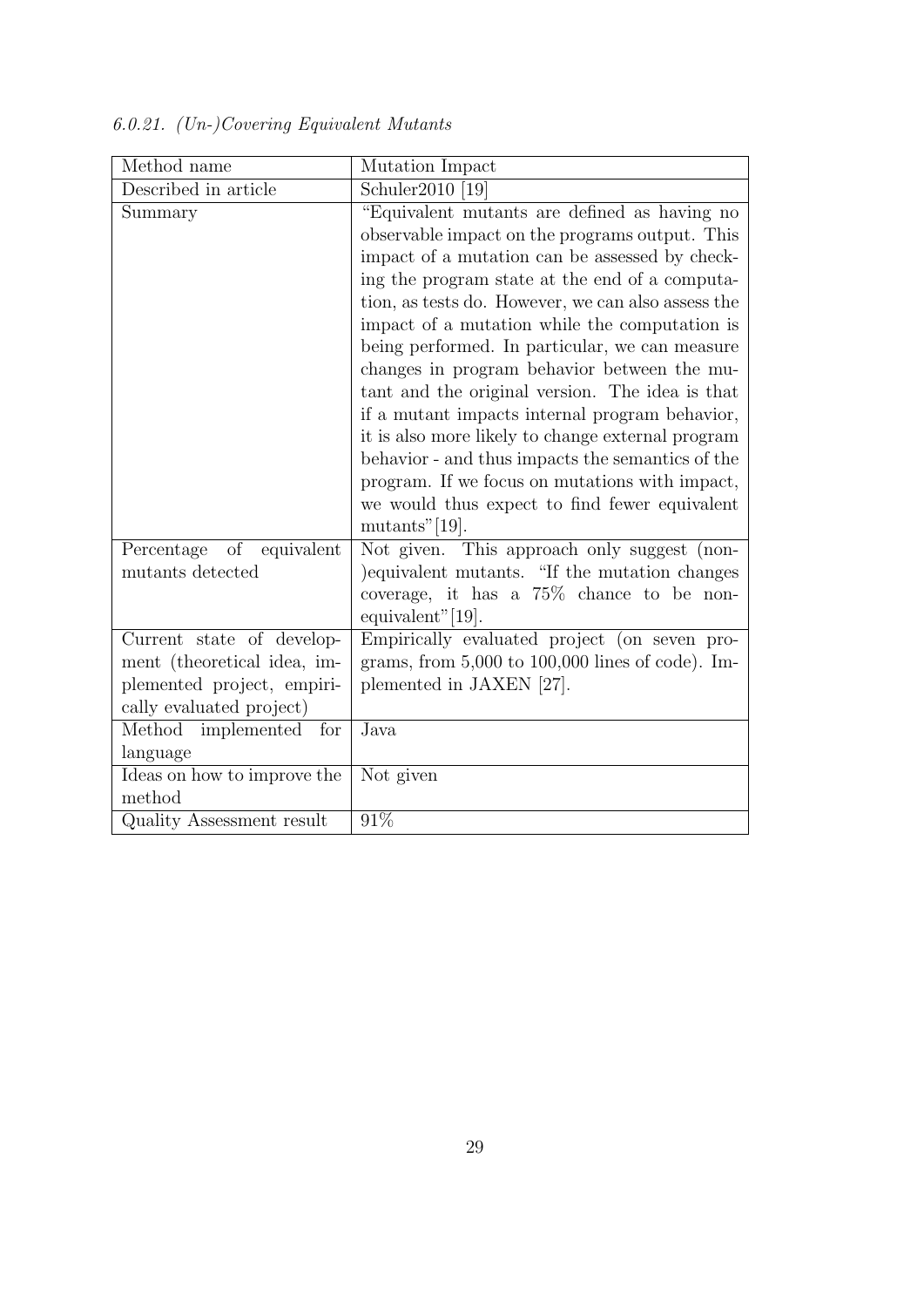*6.0.21. (Un-)Covering Equivalent Mutants*

| Method name | Mutation Impact |
| --- | --- |
| Described in article | Schuler2010 [19] |
| Summary | "Equivalent mutants are defined as having no observable impact on the programs output. This impact of a mutation can be assessed by checking the program state at the end of a computation, as tests do. However, we can also assess the impact of a mutation while the computation is being performed. In particular, we can measure changes in program behavior between the mutant and the original version. The idea is that if a mutant impacts internal program behavior, it is also more likely to change external program behavior - and thus impacts the semantics of the program. If we focus on mutations with impact, we would thus expect to find fewer equivalent mutants"[19]. |
| Percentage of equivalent mutants detected | Not given. This approach only suggest (non-)equivalent mutants. "If the mutation changes coverage, it has a 75% chance to be non-equivalent"[19]. |
| Current state of development (theoretical idea, implemented project, empirically evaluated project) | Empirically evaluated project (on seven programs, from 5,000 to 100,000 lines of code). Implemented in JAXEN [27]. |
| Method implemented for language | Java |
| Ideas on how to improve the method | Not given |
| Quality Assessment result | 91% |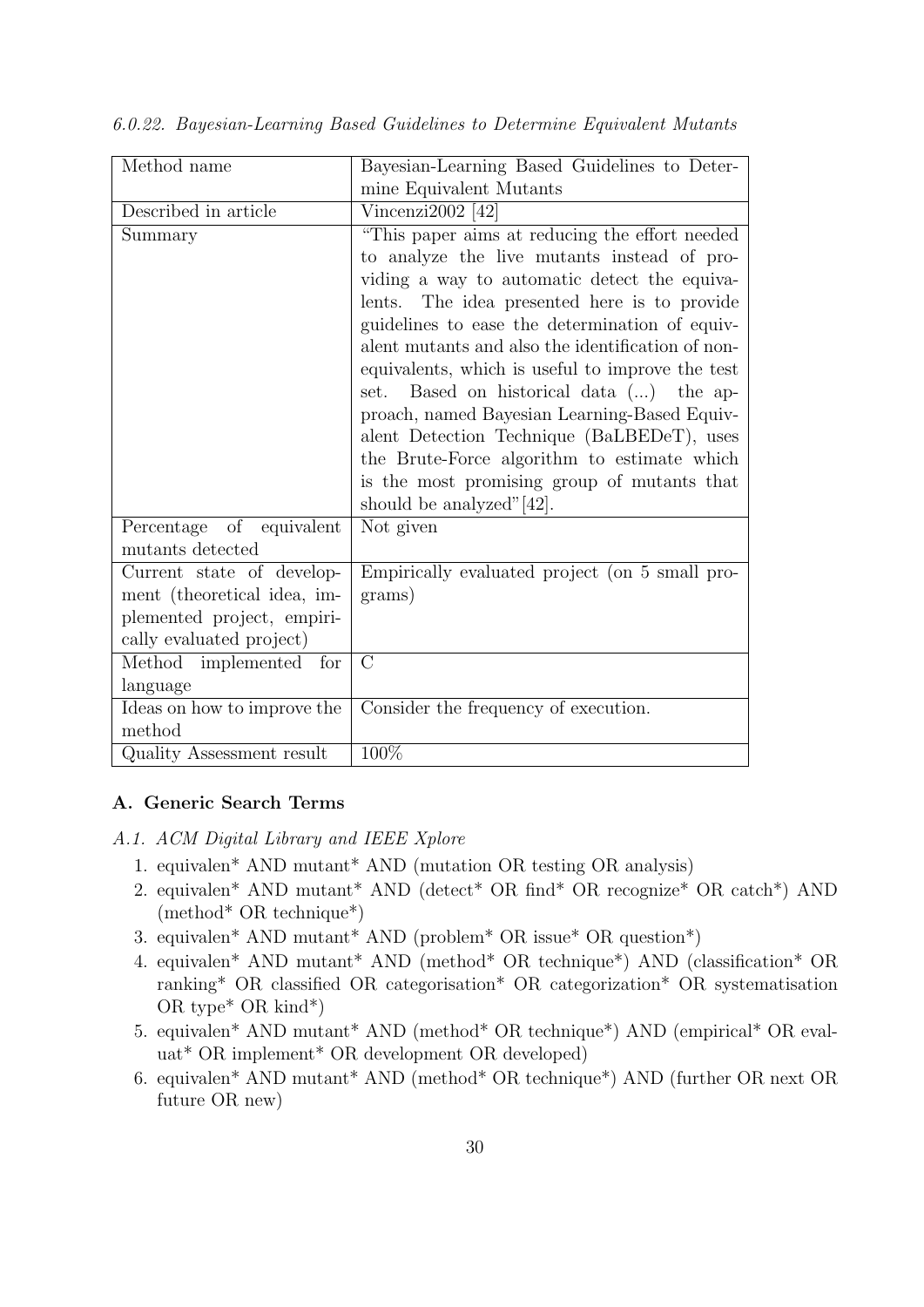*6.0.22. Bayesian-Learning Based Guidelines to Determine Equivalent Mutants*

| Method name | Bayesian-Learning Based Guidelines to Determine Equivalent Mutants |
|---|---|
| Described in article | Vincenzi2002 [42] |
| Summary | "This paper aims at reducing the effort needed to analyze the live mutants instead of providing a way to automatic detect the equivalents. The idea presented here is to provide guidelines to ease the determination of equivalent mutants and also the identification of non-equivalents, which is useful to improve the test set. Based on historical data (...) the approach, named Bayesian Learning-Based Equivalent Detection Technique (BaLBEDeT), uses the Brute-Force algorithm to estimate which is the most promising group of mutants that should be analyzed"[42]. |
| Percentage of equivalent mutants detected | Not given |
| Current state of development (theoretical idea, implemented project, empirically evaluated project) | Empirically evaluated project (on 5 small programs) |
| Method implemented for language | C |
| Ideas on how to improve the method | Consider the frequency of execution. |
| Quality Assessment result | 100% |

## A. Generic Search Terms

*A.1. ACM Digital Library and IEEE Xplore*

1. equivalen* AND mutant* AND (mutation OR testing OR analysis)
2. equivalen* AND mutant* AND (detect* OR find* OR recognize* OR catch*) AND (method* OR technique*)
3. equivalen* AND mutant* AND (problem* OR issue* OR question*)
4. equivalen* AND mutant* AND (method* OR technique*) AND (classification* OR ranking* OR classified OR categorisation* OR categorization* OR systematisation OR type* OR kind*)
5. equivalen* AND mutant* AND (method* OR technique*) AND (empirical* OR evaluat* OR implement* OR development OR developed)
6. equivalen* AND mutant* AND (method* OR technique*) AND (further OR next OR future OR new)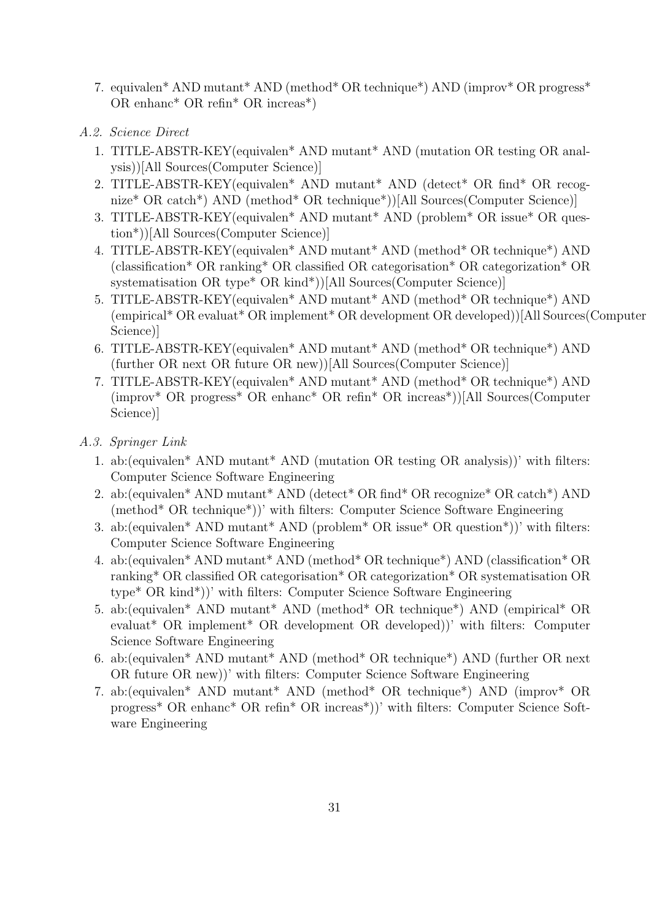7. equivalen* AND mutant* AND (method* OR technique*) AND (improv* OR progress* OR enhanc* OR refin* OR increas*)

*A.2. Science Direct*

1. TITLE-ABSTR-KEY(equivalen* AND mutant* AND (mutation OR testing OR analysis))[All Sources(Computer Science)]
2. TITLE-ABSTR-KEY(equivalen* AND mutant* AND (detect* OR find* OR recognize* OR catch*) AND (method* OR technique*))[All Sources(Computer Science)]
3. TITLE-ABSTR-KEY(equivalen* AND mutant* AND (problem* OR issue* OR question*))[All Sources(Computer Science)]
4. TITLE-ABSTR-KEY(equivalen* AND mutant* AND (method* OR technique*) AND (classification* OR ranking* OR classified OR categorisation* OR categorization* OR systematisation OR type* OR kind*))[All Sources(Computer Science)]
5. TITLE-ABSTR-KEY(equivalen* AND mutant* AND (method* OR technique*) AND (empirical* OR evaluat* OR implement* OR development OR developed))[All Sources(Computer Science)]
6. TITLE-ABSTR-KEY(equivalen* AND mutant* AND (method* OR technique*) AND (further OR next OR future OR new))[All Sources(Computer Science)]
7. TITLE-ABSTR-KEY(equivalen* AND mutant* AND (method* OR technique*) AND (improv* OR progress* OR enhanc* OR refin* OR increas*))[All Sources(Computer Science)]

*A.3. Springer Link*

1. ab:(equivalen* AND mutant* AND (mutation OR testing OR analysis))' with filters: Computer Science Software Engineering
2. ab:(equivalen* AND mutant* AND (detect* OR find* OR recognize* OR catch*) AND (method* OR technique*))' with filters: Computer Science Software Engineering
3. ab:(equivalen* AND mutant* AND (problem* OR issue* OR question*))' with filters: Computer Science Software Engineering
4. ab:(equivalen* AND mutant* AND (method* OR technique*) AND (classification* OR ranking* OR classified OR categorisation* OR categorization* OR systematisation OR type* OR kind*))' with filters: Computer Science Software Engineering
5. ab:(equivalen* AND mutant* AND (method* OR technique*) AND (empirical* OR evaluat* OR implement* OR development OR developed))' with filters: Computer Science Software Engineering
6. ab:(equivalen* AND mutant* AND (method* OR technique*) AND (further OR next OR future OR new))' with filters: Computer Science Software Engineering
7. ab:(equivalen* AND mutant* AND (method* OR technique*) AND (improv* OR progress* OR enhanc* OR refin* OR increas*))' with filters: Computer Science Software Engineering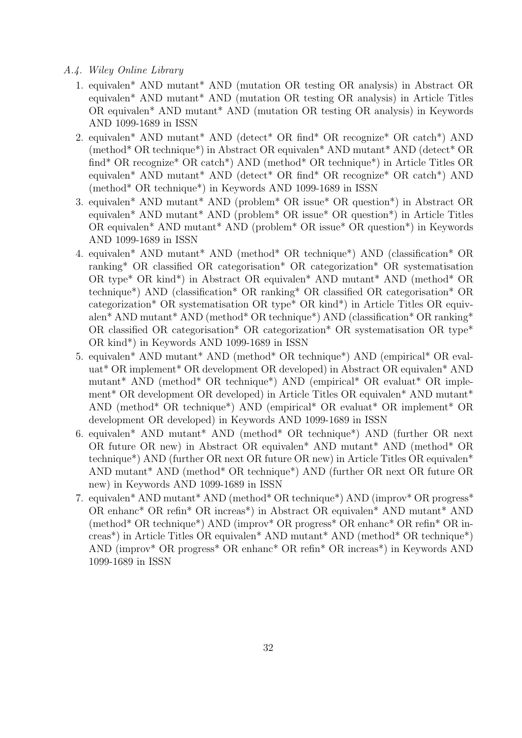### *A.4. Wiley Online Library*

1. equivalen* AND mutant* AND (mutation OR testing OR analysis) in Abstract OR equivalen* AND mutant* AND (mutation OR testing OR analysis) in Article Titles OR equivalen* AND mutant* AND (mutation OR testing OR analysis) in Keywords AND 1099-1689 in ISSN
2. equivalen* AND mutant* AND (detect* OR find* OR recognize* OR catch*) AND (method* OR technique*) in Abstract OR equivalen* AND mutant* AND (detect* OR find* OR recognize* OR catch*) AND (method* OR technique*) in Article Titles OR equivalen* AND mutant* AND (detect* OR find* OR recognize* OR catch*) AND (method* OR technique*) in Keywords AND 1099-1689 in ISSN
3. equivalen* AND mutant* AND (problem* OR issue* OR question*) in Abstract OR equivalen* AND mutant* AND (problem* OR issue* OR question*) in Article Titles OR equivalen* AND mutant* AND (problem* OR issue* OR question*) in Keywords AND 1099-1689 in ISSN
4. equivalen* AND mutant* AND (method* OR technique*) AND (classification* OR ranking* OR classified OR categorisation* OR categorization* OR systematisation OR type* OR kind*) in Abstract OR equivalen* AND mutant* AND (method* OR technique*) AND (classification* OR ranking* OR classified OR categorisation* OR categorization* OR systematisation OR type* OR kind*) in Article Titles OR equivalen* AND mutant* AND (method* OR technique*) AND (classification* OR ranking* OR classified OR categorisation* OR categorization* OR systematisation OR type* OR kind*) in Keywords AND 1099-1689 in ISSN
5. equivalen* AND mutant* AND (method* OR technique*) AND (empirical* OR evaluat* OR implement* OR development OR developed) in Abstract OR equivalen* AND mutant* AND (method* OR technique*) AND (empirical* OR evaluat* OR implement* OR development OR developed) in Article Titles OR equivalen* AND mutant* AND (method* OR technique*) AND (empirical* OR evaluat* OR implement* OR development OR developed) in Keywords AND 1099-1689 in ISSN
6. equivalen* AND mutant* AND (method* OR technique*) AND (further OR next OR future OR new) in Abstract OR equivalen* AND mutant* AND (method* OR technique*) AND (further OR next OR future OR new) in Article Titles OR equivalen* AND mutant* AND (method* OR technique*) AND (further OR next OR future OR new) in Keywords AND 1099-1689 in ISSN
7. equivalen* AND mutant* AND (method* OR technique*) AND (improv* OR progress* OR enhanc* OR refin* OR increas*) in Abstract OR equivalen* AND mutant* AND (method* OR technique*) AND (improv* OR progress* OR enhanc* OR refin* OR increas*) in Article Titles OR equivalen* AND mutant* AND (method* OR technique*) AND (improv* OR progress* OR enhanc* OR refin* OR increas*) in Keywords AND 1099-1689 in ISSN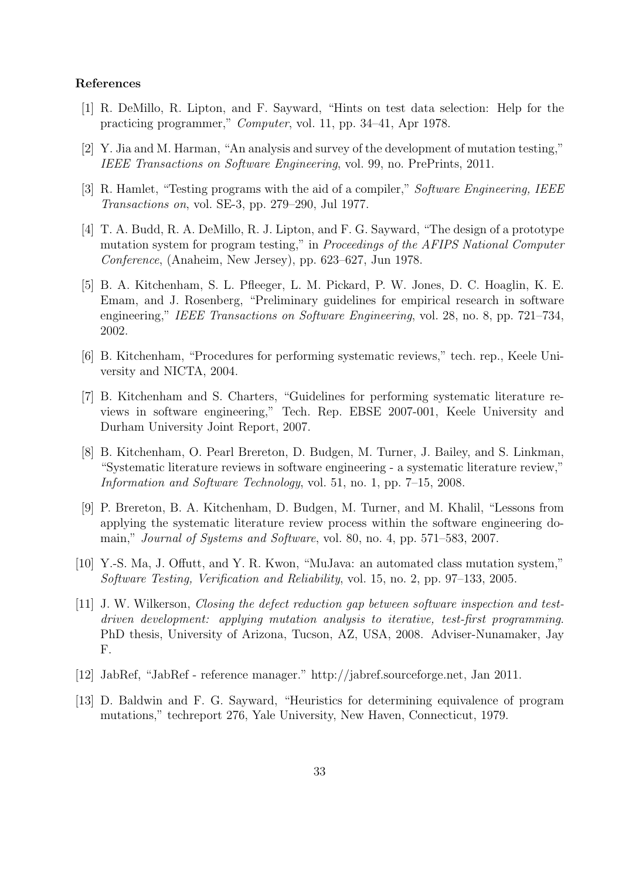## References

[1] R. DeMillo, R. Lipton, and F. Sayward, "Hints on test data selection: Help for the practicing programmer," *Computer*, vol. 11, pp. 34–41, Apr 1978.

[2] Y. Jia and M. Harman, "An analysis and survey of the development of mutation testing," *IEEE Transactions on Software Engineering*, vol. 99, no. PrePrints, 2011.

[3] R. Hamlet, "Testing programs with the aid of a compiler," *Software Engineering, IEEE Transactions on*, vol. SE-3, pp. 279–290, Jul 1977.

[4] T. A. Budd, R. A. DeMillo, R. J. Lipton, and F. G. Sayward, "The design of a prototype mutation system for program testing," in *Proceedings of the AFIPS National Computer Conference*, (Anaheim, New Jersey), pp. 623–627, Jun 1978.

[5] B. A. Kitchenham, S. L. Pfleeger, L. M. Pickard, P. W. Jones, D. C. Hoaglin, K. E. Emam, and J. Rosenberg, "Preliminary guidelines for empirical research in software engineering," *IEEE Transactions on Software Engineering*, vol. 28, no. 8, pp. 721–734, 2002.

[6] B. Kitchenham, "Procedures for performing systematic reviews," tech. rep., Keele University and NICTA, 2004.

[7] B. Kitchenham and S. Charters, "Guidelines for performing systematic literature reviews in software engineering," Tech. Rep. EBSE 2007-001, Keele University and Durham University Joint Report, 2007.

[8] B. Kitchenham, O. Pearl Brereton, D. Budgen, M. Turner, J. Bailey, and S. Linkman, "Systematic literature reviews in software engineering - a systematic literature review," *Information and Software Technology*, vol. 51, no. 1, pp. 7–15, 2008.

[9] P. Brereton, B. A. Kitchenham, D. Budgen, M. Turner, and M. Khalil, "Lessons from applying the systematic literature review process within the software engineering domain," *Journal of Systems and Software*, vol. 80, no. 4, pp. 571–583, 2007.

[10] Y.-S. Ma, J. Offutt, and Y. R. Kwon, "MuJava: an automated class mutation system," *Software Testing, Verification and Reliability*, vol. 15, no. 2, pp. 97–133, 2005.

[11] J. W. Wilkerson, *Closing the defect reduction gap between software inspection and test-driven development: applying mutation analysis to iterative, test-first programming.* PhD thesis, University of Arizona, Tucson, AZ, USA, 2008. Adviser-Nunamaker, Jay F.

[12] JabRef, "JabRef - reference manager." http://jabref.sourceforge.net, Jan 2011.

[13] D. Baldwin and F. G. Sayward, "Heuristics for determining equivalence of program mutations," techreport 276, Yale University, New Haven, Connecticut, 1979.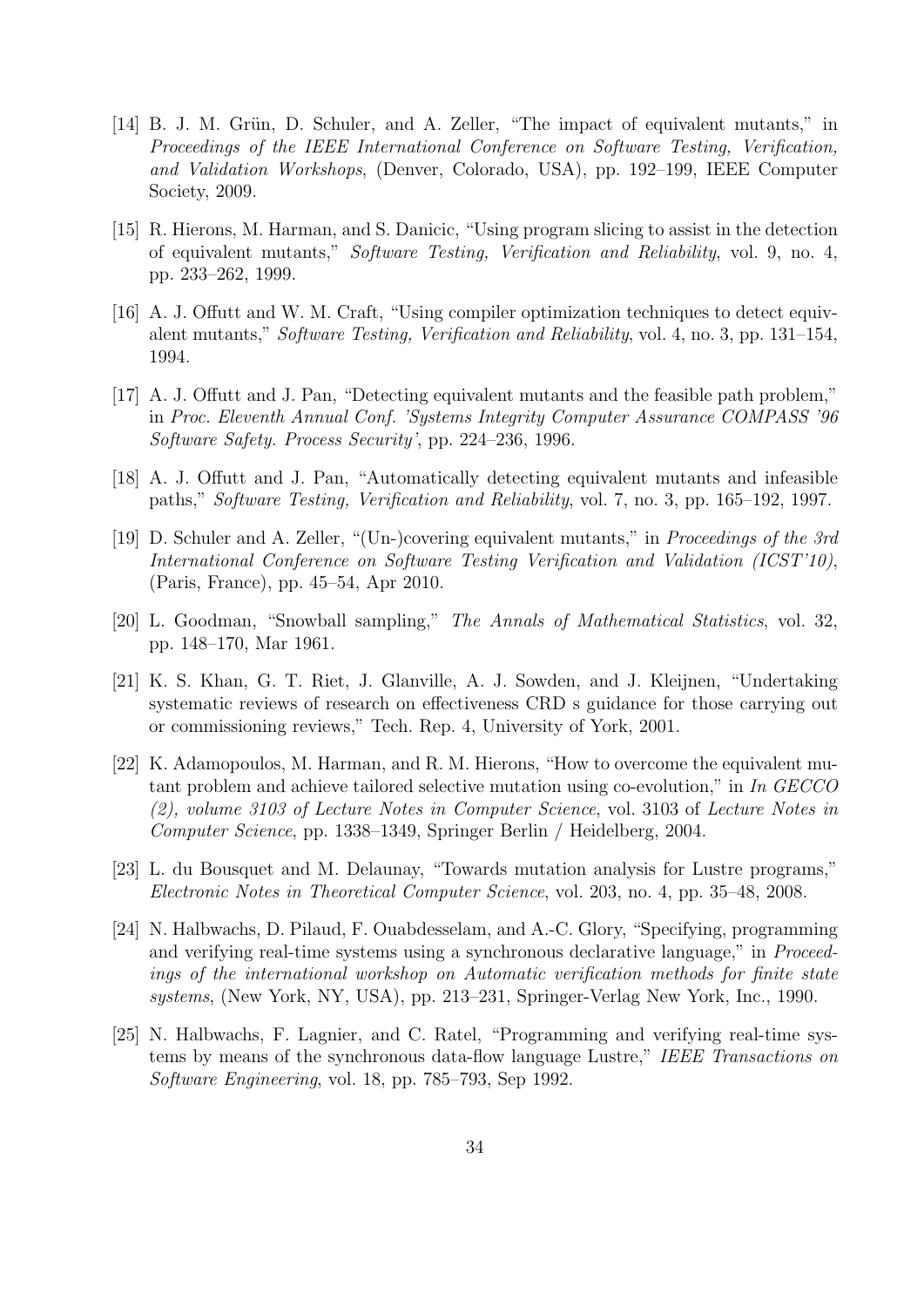[14] B. J. M. Grün, D. Schuler, and A. Zeller, "The impact of equivalent mutants," in *Proceedings of the IEEE International Conference on Software Testing, Verification, and Validation Workshops*, (Denver, Colorado, USA), pp. 192–199, IEEE Computer Society, 2009.

[15] R. Hierons, M. Harman, and S. Danicic, "Using program slicing to assist in the detection of equivalent mutants," *Software Testing, Verification and Reliability*, vol. 9, no. 4, pp. 233–262, 1999.

[16] A. J. Offutt and W. M. Craft, "Using compiler optimization techniques to detect equivalent mutants," *Software Testing, Verification and Reliability*, vol. 4, no. 3, pp. 131–154, 1994.

[17] A. J. Offutt and J. Pan, "Detecting equivalent mutants and the feasible path problem," in *Proc. Eleventh Annual Conf. 'Systems Integrity Computer Assurance COMPASS '96 Software Safety. Process Security'*, pp. 224–236, 1996.

[18] A. J. Offutt and J. Pan, "Automatically detecting equivalent mutants and infeasible paths," *Software Testing, Verification and Reliability*, vol. 7, no. 3, pp. 165–192, 1997.

[19] D. Schuler and A. Zeller, "(Un-)covering equivalent mutants," in *Proceedings of the 3rd International Conference on Software Testing Verification and Validation (ICST'10)*, (Paris, France), pp. 45–54, Apr 2010.

[20] L. Goodman, "Snowball sampling," *The Annals of Mathematical Statistics*, vol. 32, pp. 148–170, Mar 1961.

[21] K. S. Khan, G. T. Riet, J. Glanville, A. J. Sowden, and J. Kleijnen, "Undertaking systematic reviews of research on effectiveness CRD s guidance for those carrying out or commissioning reviews," Tech. Rep. 4, University of York, 2001.

[22] K. Adamopoulos, M. Harman, and R. M. Hierons, "How to overcome the equivalent mutant problem and achieve tailored selective mutation using co-evolution," in *In GECCO (2), volume 3103 of Lecture Notes in Computer Science*, vol. 3103 of *Lecture Notes in Computer Science*, pp. 1338–1349, Springer Berlin / Heidelberg, 2004.

[23] L. du Bousquet and M. Delaunay, "Towards mutation analysis for Lustre programs," *Electronic Notes in Theoretical Computer Science*, vol. 203, no. 4, pp. 35–48, 2008.

[24] N. Halbwachs, D. Pilaud, F. Ouabdesselam, and A.-C. Glory, "Specifying, programming and verifying real-time systems using a synchronous declarative language," in *Proceedings of the international workshop on Automatic verification methods for finite state systems*, (New York, NY, USA), pp. 213–231, Springer-Verlag New York, Inc., 1990.

[25] N. Halbwachs, F. Lagnier, and C. Ratel, "Programming and verifying real-time systems by means of the synchronous data-flow language Lustre," *IEEE Transactions on Software Engineering*, vol. 18, pp. 785–793, Sep 1992.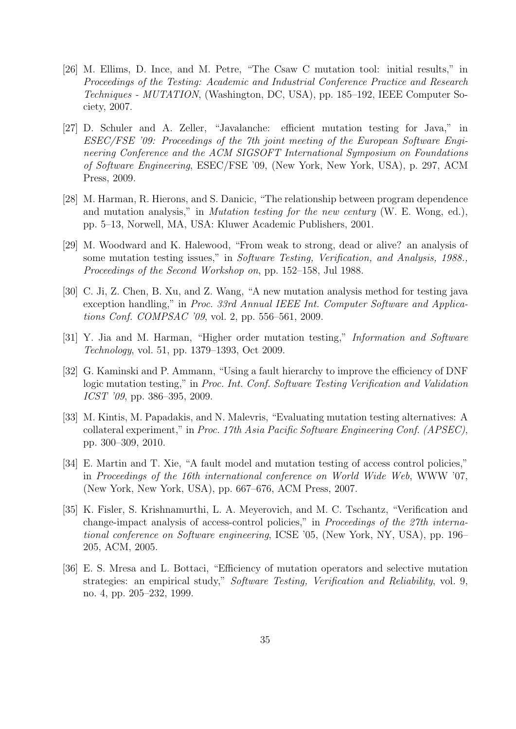[26] M. Ellims, D. Ince, and M. Petre, "The Csaw C mutation tool: initial results," in *Proceedings of the Testing: Academic and Industrial Conference Practice and Research Techniques - MUTATION*, (Washington, DC, USA), pp. 185–192, IEEE Computer Society, 2007.

[27] D. Schuler and A. Zeller, "Javalanche: efficient mutation testing for Java," in *ESEC/FSE '09: Proceedings of the 7th joint meeting of the European Software Engineering Conference and the ACM SIGSOFT International Symposium on Foundations of Software Engineering*, ESEC/FSE '09, (New York, New York, USA), p. 297, ACM Press, 2009.

[28] M. Harman, R. Hierons, and S. Danicic, "The relationship between program dependence and mutation analysis," in *Mutation testing for the new century* (W. E. Wong, ed.), pp. 5–13, Norwell, MA, USA: Kluwer Academic Publishers, 2001.

[29] M. Woodward and K. Halewood, "From weak to strong, dead or alive? an analysis of some mutation testing issues," in *Software Testing, Verification, and Analysis, 1988., Proceedings of the Second Workshop on*, pp. 152–158, Jul 1988.

[30] C. Ji, Z. Chen, B. Xu, and Z. Wang, "A new mutation analysis method for testing java exception handling," in *Proc. 33rd Annual IEEE Int. Computer Software and Applications Conf. COMPSAC '09*, vol. 2, pp. 556–561, 2009.

[31] Y. Jia and M. Harman, "Higher order mutation testing," *Information and Software Technology*, vol. 51, pp. 1379–1393, Oct 2009.

[32] G. Kaminski and P. Ammann, "Using a fault hierarchy to improve the efficiency of DNF logic mutation testing," in *Proc. Int. Conf. Software Testing Verification and Validation ICST '09*, pp. 386–395, 2009.

[33] M. Kintis, M. Papadakis, and N. Malevris, "Evaluating mutation testing alternatives: A collateral experiment," in *Proc. 17th Asia Pacific Software Engineering Conf. (APSEC)*, pp. 300–309, 2010.

[34] E. Martin and T. Xie, "A fault model and mutation testing of access control policies," in *Proceedings of the 16th international conference on World Wide Web*, WWW '07, (New York, New York, USA), pp. 667–676, ACM Press, 2007.

[35] K. Fisler, S. Krishnamurthi, L. A. Meyerovich, and M. C. Tschantz, "Verification and change-impact analysis of access-control policies," in *Proceedings of the 27th international conference on Software engineering*, ICSE '05, (New York, NY, USA), pp. 196–205, ACM, 2005.

[36] E. S. Mresa and L. Bottaci, "Efficiency of mutation operators and selective mutation strategies: an empirical study," *Software Testing, Verification and Reliability*, vol. 9, no. 4, pp. 205–232, 1999.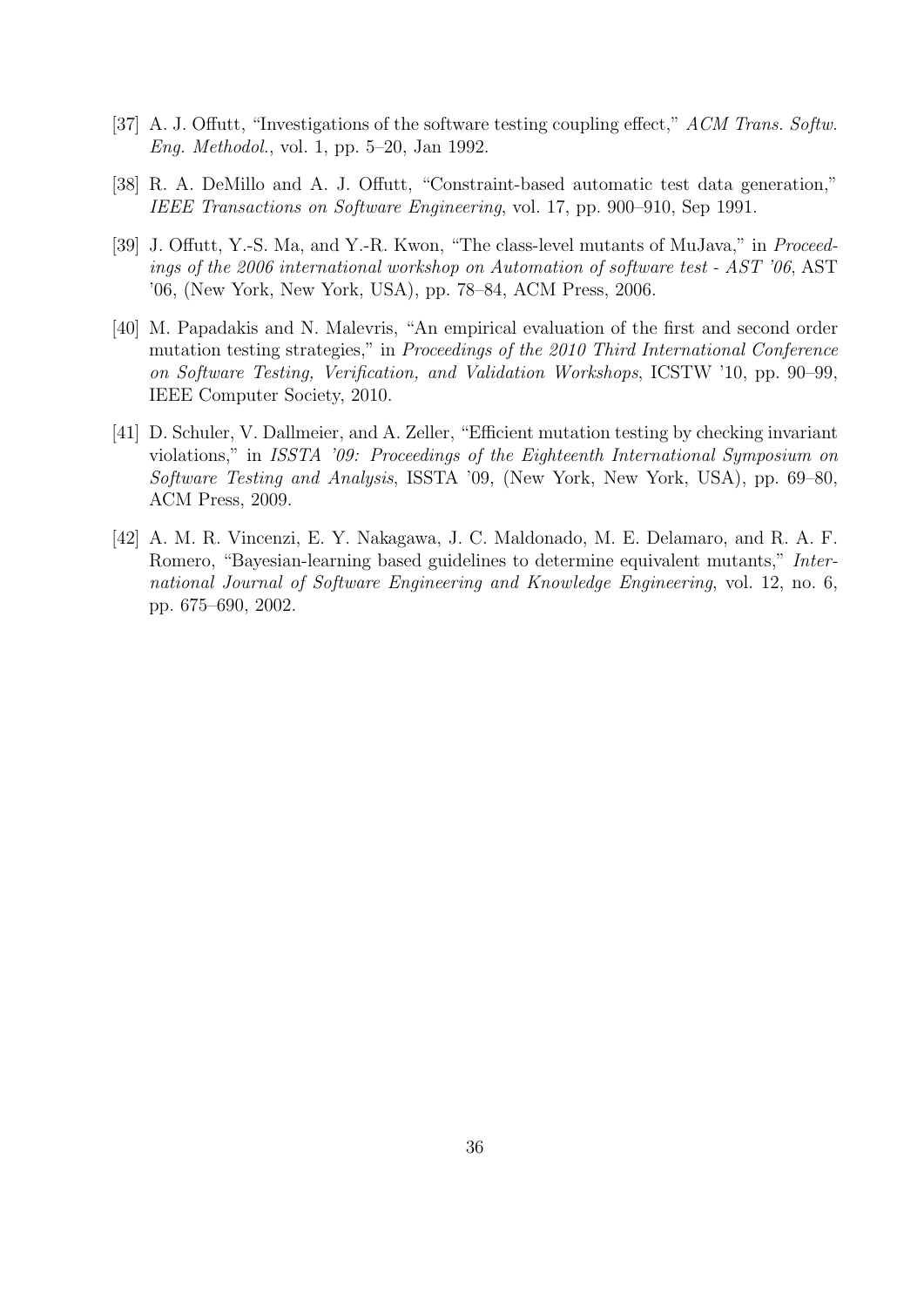[37] A. J. Offutt, "Investigations of the software testing coupling effect," *ACM Trans. Softw. Eng. Methodol.*, vol. 1, pp. 5–20, Jan 1992.

[38] R. A. DeMillo and A. J. Offutt, "Constraint-based automatic test data generation," *IEEE Transactions on Software Engineering*, vol. 17, pp. 900–910, Sep 1991.

[39] J. Offutt, Y.-S. Ma, and Y.-R. Kwon, "The class-level mutants of MuJava," in *Proceedings of the 2006 international workshop on Automation of software test - AST '06*, AST '06, (New York, New York, USA), pp. 78–84, ACM Press, 2006.

[40] M. Papadakis and N. Malevris, "An empirical evaluation of the first and second order mutation testing strategies," in *Proceedings of the 2010 Third International Conference on Software Testing, Verification, and Validation Workshops*, ICSTW '10, pp. 90–99, IEEE Computer Society, 2010.

[41] D. Schuler, V. Dallmeier, and A. Zeller, "Efficient mutation testing by checking invariant violations," in *ISSTA '09: Proceedings of the Eighteenth International Symposium on Software Testing and Analysis*, ISSTA '09, (New York, New York, USA), pp. 69–80, ACM Press, 2009.

[42] A. M. R. Vincenzi, E. Y. Nakagawa, J. C. Maldonado, M. E. Delamaro, and R. A. F. Romero, "Bayesian-learning based guidelines to determine equivalent mutants," *International Journal of Software Engineering and Knowledge Engineering*, vol. 12, no. 6, pp. 675–690, 2002.